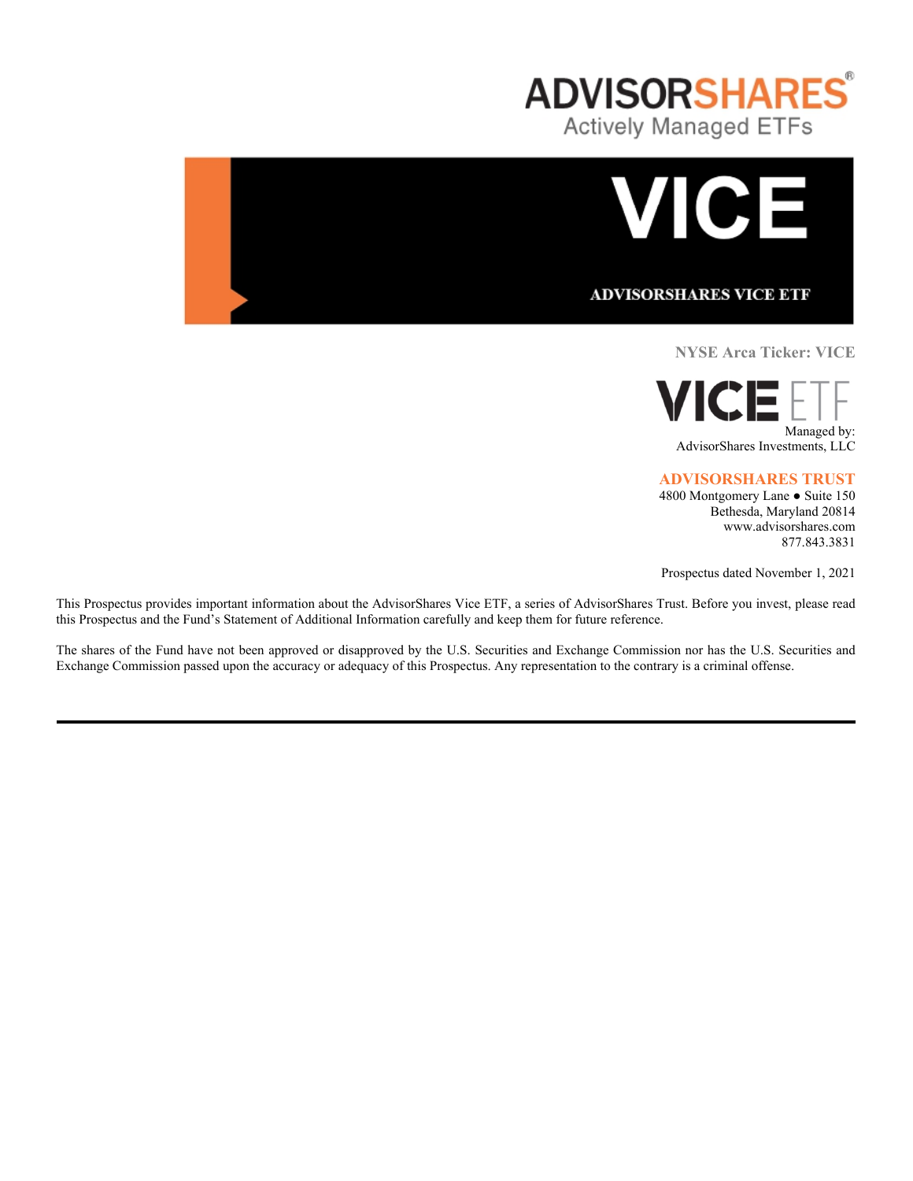# ADVISORSHARES®

Actively Managed ETFs

# VICE

**ADVISORSHARES VICE ETF**

**NYSE Arca Ticker: VICE**

VICE ETF

Managed by:
AdvisorShares Investments, LLC

**ADVISORSHARES TRUST**
4800 Montgomery Lane ● Suite 150
Bethesda, Maryland 20814
www.advisorshares.com
877.843.3831

Prospectus dated November 1, 2021

This Prospectus provides important information about the AdvisorShares Vice ETF, a series of AdvisorShares Trust. Before you invest, please read this Prospectus and the Fund's Statement of Additional Information carefully and keep them for future reference.

The shares of the Fund have not been approved or disapproved by the U.S. Securities and Exchange Commission nor has the U.S. Securities and Exchange Commission passed upon the accuracy or adequacy of this Prospectus. Any representation to the contrary is a criminal offense.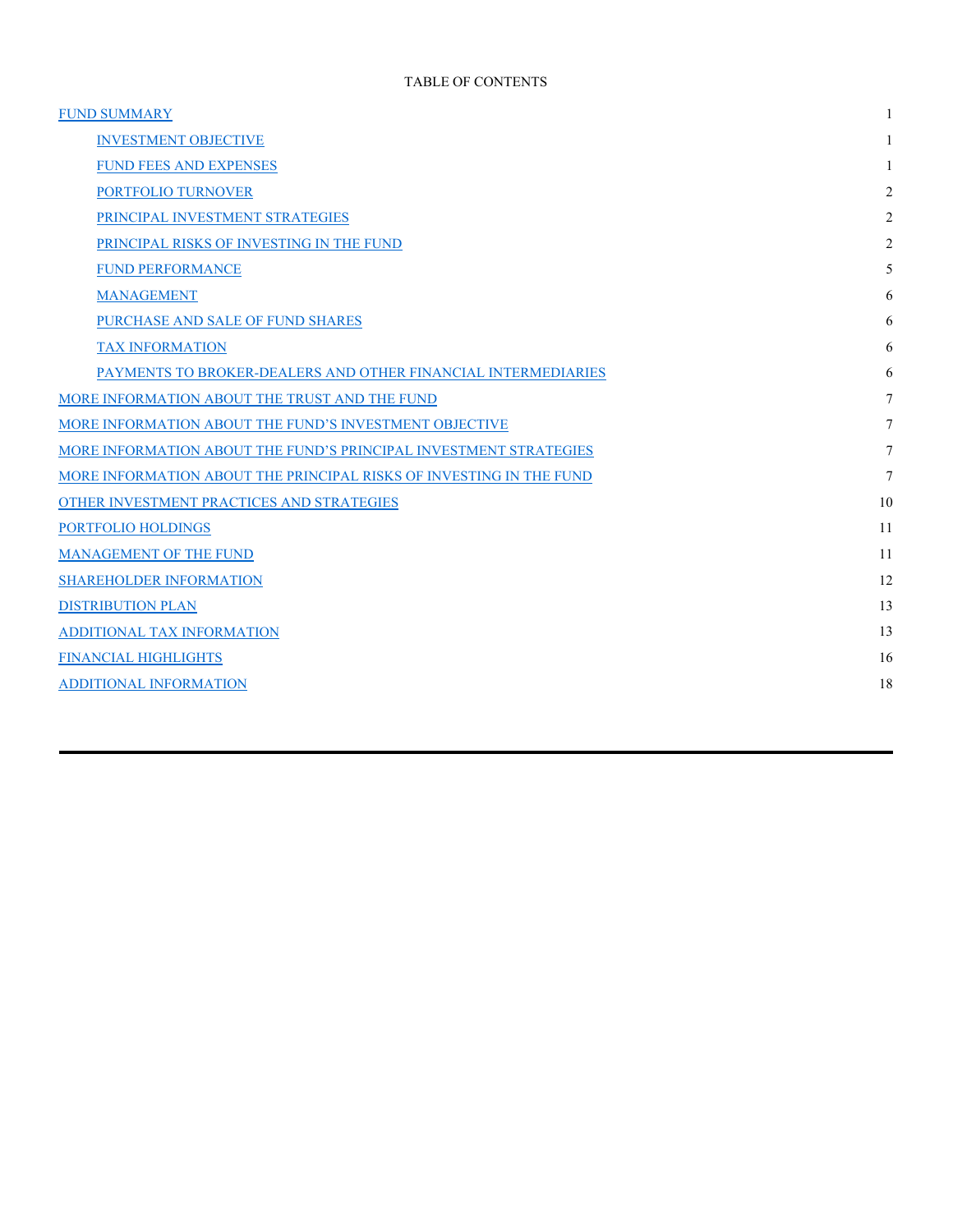# TABLE OF CONTENTS

| | |
|---|---|
| FUND SUMMARY | 1 |
| &nbsp;&nbsp;&nbsp;&nbsp;INVESTMENT OBJECTIVE | 1 |
| &nbsp;&nbsp;&nbsp;&nbsp;FUND FEES AND EXPENSES | 1 |
| &nbsp;&nbsp;&nbsp;&nbsp;PORTFOLIO TURNOVER | 2 |
| &nbsp;&nbsp;&nbsp;&nbsp;PRINCIPAL INVESTMENT STRATEGIES | 2 |
| &nbsp;&nbsp;&nbsp;&nbsp;PRINCIPAL RISKS OF INVESTING IN THE FUND | 2 |
| &nbsp;&nbsp;&nbsp;&nbsp;FUND PERFORMANCE | 5 |
| &nbsp;&nbsp;&nbsp;&nbsp;MANAGEMENT | 6 |
| &nbsp;&nbsp;&nbsp;&nbsp;PURCHASE AND SALE OF FUND SHARES | 6 |
| &nbsp;&nbsp;&nbsp;&nbsp;TAX INFORMATION | 6 |
| &nbsp;&nbsp;&nbsp;&nbsp;PAYMENTS TO BROKER-DEALERS AND OTHER FINANCIAL INTERMEDIARIES | 6 |
| MORE INFORMATION ABOUT THE TRUST AND THE FUND | 7 |
| MORE INFORMATION ABOUT THE FUND'S INVESTMENT OBJECTIVE | 7 |
| MORE INFORMATION ABOUT THE FUND'S PRINCIPAL INVESTMENT STRATEGIES | 7 |
| MORE INFORMATION ABOUT THE PRINCIPAL RISKS OF INVESTING IN THE FUND | 7 |
| OTHER INVESTMENT PRACTICES AND STRATEGIES | 10 |
| PORTFOLIO HOLDINGS | 11 |
| MANAGEMENT OF THE FUND | 11 |
| SHAREHOLDER INFORMATION | 12 |
| DISTRIBUTION PLAN | 13 |
| ADDITIONAL TAX INFORMATION | 13 |
| FINANCIAL HIGHLIGHTS | 16 |
| ADDITIONAL INFORMATION | 18 |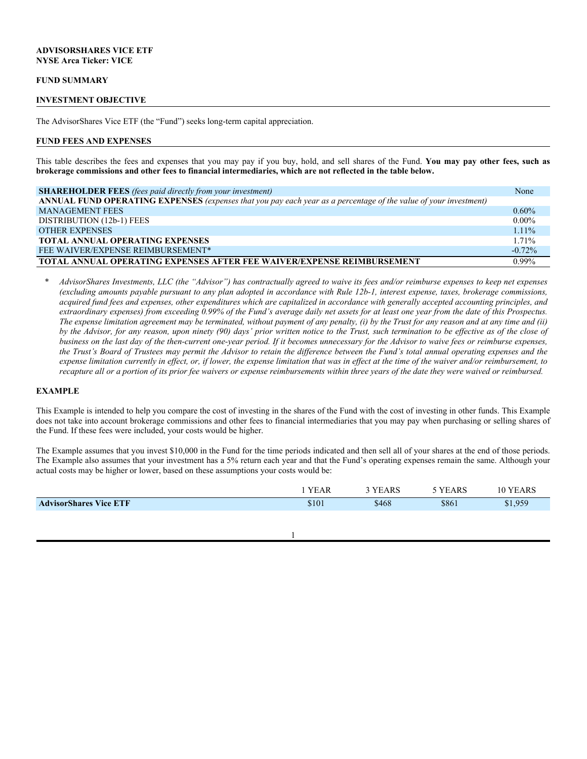**ADVISORSHARES VICE ETF**
**NYSE Arca Ticker: VICE**

## FUND SUMMARY

## INVESTMENT OBJECTIVE

The AdvisorShares Vice ETF (the "Fund") seeks long-term capital appreciation.

## FUND FEES AND EXPENSES

This table describes the fees and expenses that you may pay if you buy, hold, and sell shares of the Fund. **You may pay other fees, such as brokerage commissions and other fees to financial intermediaries, which are not reflected in the table below.**

| | |
|---|---|
| **SHAREHOLDER FEES** *(fees paid directly from your investment)* | None |
| **ANNUAL FUND OPERATING EXPENSES** *(expenses that you pay each year as a percentage of the value of your investment)* | |
| MANAGEMENT FEES | 0.60% |
| DISTRIBUTION (12b-1) FEES | 0.00% |
| OTHER EXPENSES | 1.11% |
| **TOTAL ANNUAL OPERATING EXPENSES** | 1.71% |
| FEE WAIVER/EXPENSE REIMBURSEMENT* | -0.72% |
| **TOTAL ANNUAL OPERATING EXPENSES AFTER FEE WAIVER/EXPENSE REIMBURSEMENT** | 0.99% |

\* *AdvisorShares Investments, LLC (the "Advisor") has contractually agreed to waive its fees and/or reimburse expenses to keep net expenses (excluding amounts payable pursuant to any plan adopted in accordance with Rule 12b-1, interest expense, taxes, brokerage commissions, acquired fund fees and expenses, other expenditures which are capitalized in accordance with generally accepted accounting principles, and extraordinary expenses) from exceeding 0.99% of the Fund's average daily net assets for at least one year from the date of this Prospectus. The expense limitation agreement may be terminated, without payment of any penalty, (i) by the Trust for any reason and at any time and (ii) by the Advisor, for any reason, upon ninety (90) days' prior written notice to the Trust, such termination to be effective as of the close of business on the last day of the then-current one-year period. If it becomes unnecessary for the Advisor to waive fees or reimburse expenses, the Trust's Board of Trustees may permit the Advisor to retain the difference between the Fund's total annual operating expenses and the expense limitation currently in effect, or, if lower, the expense limitation that was in effect at the time of the waiver and/or reimbursement, to recapture all or a portion of its prior fee waivers or expense reimbursements within three years of the date they were waived or reimbursed.*

## EXAMPLE

This Example is intended to help you compare the cost of investing in the shares of the Fund with the cost of investing in other funds. This Example does not take into account brokerage commissions and other fees to financial intermediaries that you may pay when purchasing or selling shares of the Fund. If these fees were included, your costs would be higher.

The Example assumes that you invest $10,000 in the Fund for the time periods indicated and then sell all of your shares at the end of those periods. The Example also assumes that your investment has a 5% return each year and that the Fund's operating expenses remain the same. Although your actual costs may be higher or lower, based on these assumptions your costs would be:

| | 1 YEAR | 3 YEARS | 5 YEARS | 10 YEARS |
|---|---|---|---|---|
| **AdvisorShares Vice ETF** | $101 | $468 | $861 | $1,959 |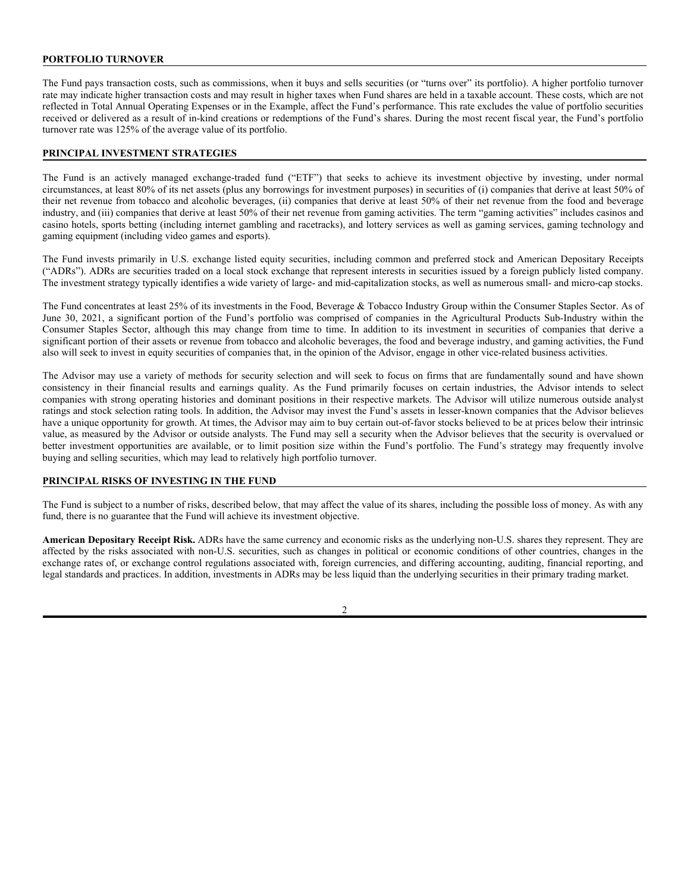## PORTFOLIO TURNOVER

The Fund pays transaction costs, such as commissions, when it buys and sells securities (or "turns over" its portfolio). A higher portfolio turnover rate may indicate higher transaction costs and may result in higher taxes when Fund shares are held in a taxable account. These costs, which are not reflected in Total Annual Operating Expenses or in the Example, affect the Fund's performance. This rate excludes the value of portfolio securities received or delivered as a result of in-kind creations or redemptions of the Fund's shares. During the most recent fiscal year, the Fund's portfolio turnover rate was 125% of the average value of its portfolio.

## PRINCIPAL INVESTMENT STRATEGIES

The Fund is an actively managed exchange-traded fund ("ETF") that seeks to achieve its investment objective by investing, under normal circumstances, at least 80% of its net assets (plus any borrowings for investment purposes) in securities of (i) companies that derive at least 50% of their net revenue from tobacco and alcoholic beverages, (ii) companies that derive at least 50% of their net revenue from the food and beverage industry, and (iii) companies that derive at least 50% of their net revenue from gaming activities. The term "gaming activities" includes casinos and casino hotels, sports betting (including internet gambling and racetracks), and lottery services as well as gaming services, gaming technology and gaming equipment (including video games and esports).

The Fund invests primarily in U.S. exchange listed equity securities, including common and preferred stock and American Depositary Receipts ("ADRs"). ADRs are securities traded on a local stock exchange that represent interests in securities issued by a foreign publicly listed company. The investment strategy typically identifies a wide variety of large- and mid-capitalization stocks, as well as numerous small- and micro-cap stocks.

The Fund concentrates at least 25% of its investments in the Food, Beverage & Tobacco Industry Group within the Consumer Staples Sector. As of June 30, 2021, a significant portion of the Fund's portfolio was comprised of companies in the Agricultural Products Sub-Industry within the Consumer Staples Sector, although this may change from time to time. In addition to its investment in securities of companies that derive a significant portion of their assets or revenue from tobacco and alcoholic beverages, the food and beverage industry, and gaming activities, the Fund also will seek to invest in equity securities of companies that, in the opinion of the Advisor, engage in other vice-related business activities.

The Advisor may use a variety of methods for security selection and will seek to focus on firms that are fundamentally sound and have shown consistency in their financial results and earnings quality. As the Fund primarily focuses on certain industries, the Advisor intends to select companies with strong operating histories and dominant positions in their respective markets. The Advisor will utilize numerous outside analyst ratings and stock selection rating tools. In addition, the Advisor may invest the Fund's assets in lesser-known companies that the Advisor believes have a unique opportunity for growth. At times, the Advisor may aim to buy certain out-of-favor stocks believed to be at prices below their intrinsic value, as measured by the Advisor or outside analysts. The Fund may sell a security when the Advisor believes that the security is overvalued or better investment opportunities are available, or to limit position size within the Fund's portfolio. The Fund's strategy may frequently involve buying and selling securities, which may lead to relatively high portfolio turnover.

## PRINCIPAL RISKS OF INVESTING IN THE FUND

The Fund is subject to a number of risks, described below, that may affect the value of its shares, including the possible loss of money. As with any fund, there is no guarantee that the Fund will achieve its investment objective.

**American Depositary Receipt Risk.** ADRs have the same currency and economic risks as the underlying non-U.S. shares they represent. They are affected by the risks associated with non-U.S. securities, such as changes in political or economic conditions of other countries, changes in the exchange rates of, or exchange control regulations associated with, foreign currencies, and differing accounting, auditing, financial reporting, and legal standards and practices. In addition, investments in ADRs may be less liquid than the underlying securities in their primary trading market.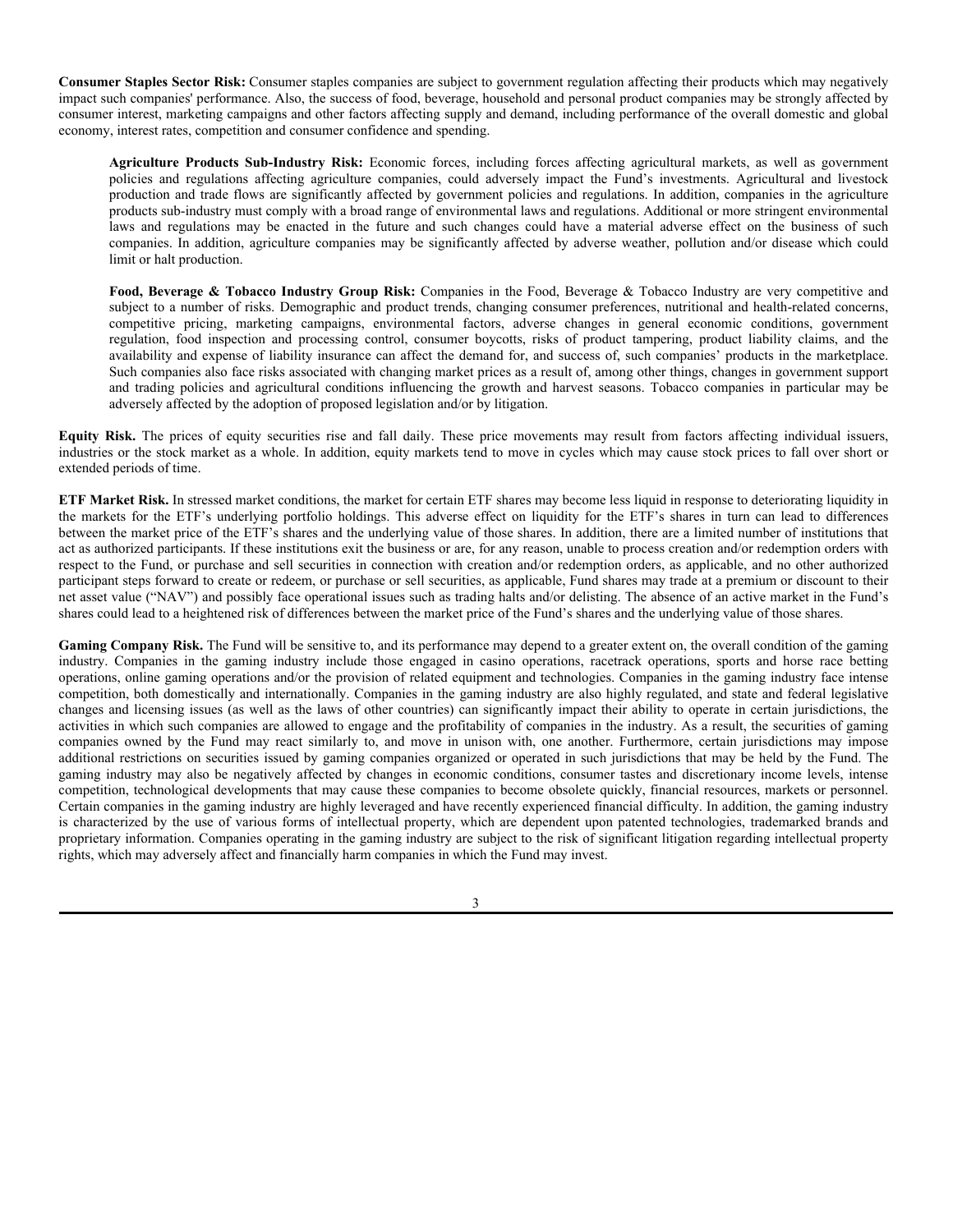**Consumer Staples Sector Risk:** Consumer staples companies are subject to government regulation affecting their products which may negatively impact such companies' performance. Also, the success of food, beverage, household and personal product companies may be strongly affected by consumer interest, marketing campaigns and other factors affecting supply and demand, including performance of the overall domestic and global economy, interest rates, competition and consumer confidence and spending.

> **Agriculture Products Sub-Industry Risk:** Economic forces, including forces affecting agricultural markets, as well as government policies and regulations affecting agriculture companies, could adversely impact the Fund's investments. Agricultural and livestock production and trade flows are significantly affected by government policies and regulations. In addition, companies in the agriculture products sub-industry must comply with a broad range of environmental laws and regulations. Additional or more stringent environmental laws and regulations may be enacted in the future and such changes could have a material adverse effect on the business of such companies. In addition, agriculture companies may be significantly affected by adverse weather, pollution and/or disease which could limit or halt production.
>
> **Food, Beverage & Tobacco Industry Group Risk:** Companies in the Food, Beverage & Tobacco Industry are very competitive and subject to a number of risks. Demographic and product trends, changing consumer preferences, nutritional and health-related concerns, competitive pricing, marketing campaigns, environmental factors, adverse changes in general economic conditions, government regulation, food inspection and processing control, consumer boycotts, risks of product tampering, product liability claims, and the availability and expense of liability insurance can affect the demand for, and success of, such companies' products in the marketplace. Such companies also face risks associated with changing market prices as a result of, among other things, changes in government support and trading policies and agricultural conditions influencing the growth and harvest seasons. Tobacco companies in particular may be adversely affected by the adoption of proposed legislation and/or by litigation.

**Equity Risk.** The prices of equity securities rise and fall daily. These price movements may result from factors affecting individual issuers, industries or the stock market as a whole. In addition, equity markets tend to move in cycles which may cause stock prices to fall over short or extended periods of time.

**ETF Market Risk.** In stressed market conditions, the market for certain ETF shares may become less liquid in response to deteriorating liquidity in the markets for the ETF's underlying portfolio holdings. This adverse effect on liquidity for the ETF's shares in turn can lead to differences between the market price of the ETF's shares and the underlying value of those shares. In addition, there are a limited number of institutions that act as authorized participants. If these institutions exit the business or are, for any reason, unable to process creation and/or redemption orders with respect to the Fund, or purchase and sell securities in connection with creation and/or redemption orders, as applicable, and no other authorized participant steps forward to create or redeem, or purchase or sell securities, as applicable, Fund shares may trade at a premium or discount to their net asset value ("NAV") and possibly face operational issues such as trading halts and/or delisting. The absence of an active market in the Fund's shares could lead to a heightened risk of differences between the market price of the Fund's shares and the underlying value of those shares.

**Gaming Company Risk.** The Fund will be sensitive to, and its performance may depend to a greater extent on, the overall condition of the gaming industry. Companies in the gaming industry include those engaged in casino operations, racetrack operations, sports and horse race betting operations, online gaming operations and/or the provision of related equipment and technologies. Companies in the gaming industry face intense competition, both domestically and internationally. Companies in the gaming industry are also highly regulated, and state and federal legislative changes and licensing issues (as well as the laws of other countries) can significantly impact their ability to operate in certain jurisdictions, the activities in which such companies are allowed to engage and the profitability of companies in the industry. As a result, the securities of gaming companies owned by the Fund may react similarly to, and move in unison with, one another. Furthermore, certain jurisdictions may impose additional restrictions on securities issued by gaming companies organized or operated in such jurisdictions that may be held by the Fund. The gaming industry may also be negatively affected by changes in economic conditions, consumer tastes and discretionary income levels, intense competition, technological developments that may cause these companies to become obsolete quickly, financial resources, markets or personnel. Certain companies in the gaming industry are highly leveraged and have recently experienced financial difficulty. In addition, the gaming industry is characterized by the use of various forms of intellectual property, which are dependent upon patented technologies, trademarked brands and proprietary information. Companies operating in the gaming industry are subject to the risk of significant litigation regarding intellectual property rights, which may adversely affect and financially harm companies in which the Fund may invest.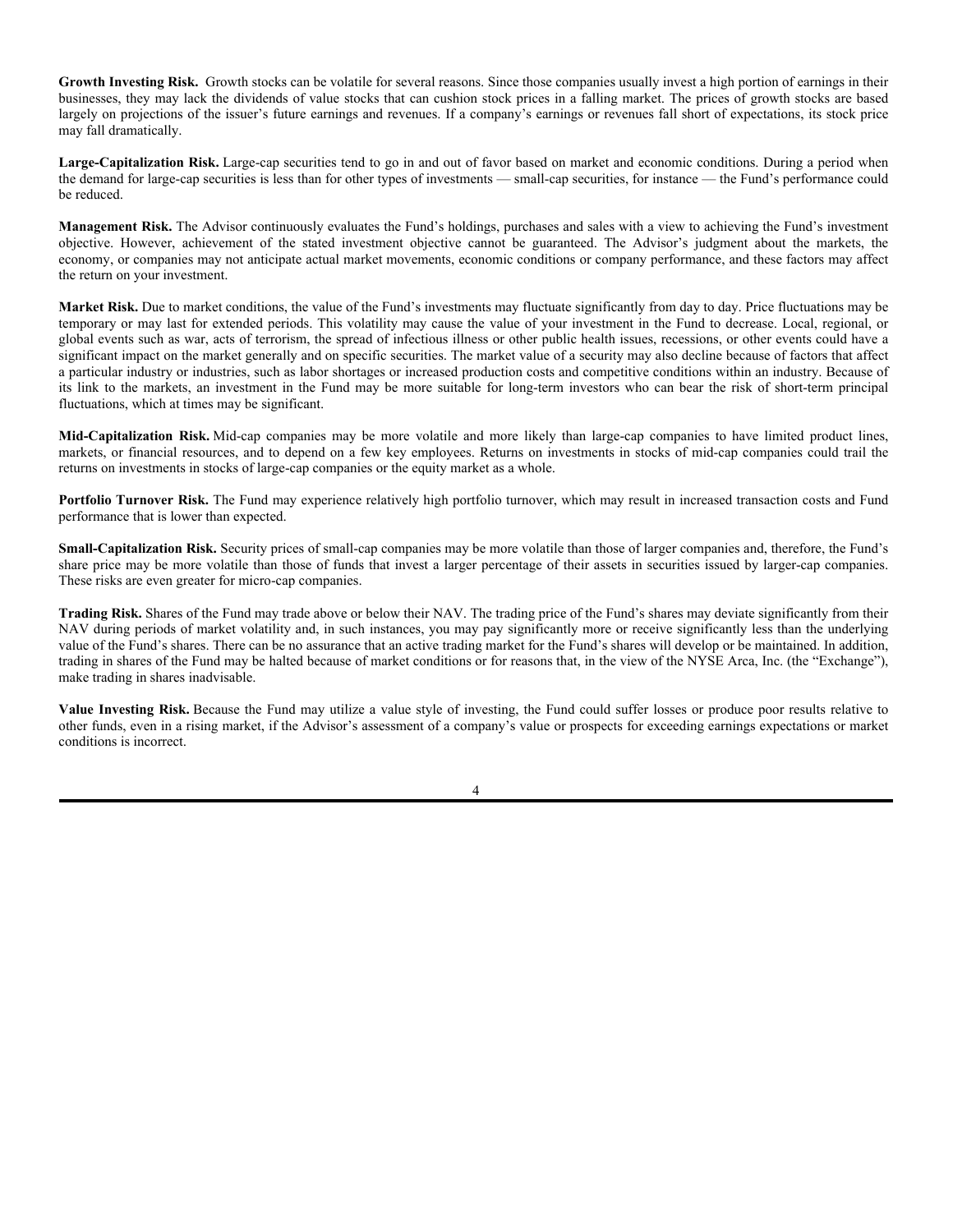**Growth Investing Risk.** Growth stocks can be volatile for several reasons. Since those companies usually invest a high portion of earnings in their businesses, they may lack the dividends of value stocks that can cushion stock prices in a falling market. The prices of growth stocks are based largely on projections of the issuer's future earnings and revenues. If a company's earnings or revenues fall short of expectations, its stock price may fall dramatically.

**Large-Capitalization Risk.** Large-cap securities tend to go in and out of favor based on market and economic conditions. During a period when the demand for large-cap securities is less than for other types of investments — small-cap securities, for instance — the Fund's performance could be reduced.

**Management Risk.** The Advisor continuously evaluates the Fund's holdings, purchases and sales with a view to achieving the Fund's investment objective. However, achievement of the stated investment objective cannot be guaranteed. The Advisor's judgment about the markets, the economy, or companies may not anticipate actual market movements, economic conditions or company performance, and these factors may affect the return on your investment.

**Market Risk.** Due to market conditions, the value of the Fund's investments may fluctuate significantly from day to day. Price fluctuations may be temporary or may last for extended periods. This volatility may cause the value of your investment in the Fund to decrease. Local, regional, or global events such as war, acts of terrorism, the spread of infectious illness or other public health issues, recessions, or other events could have a significant impact on the market generally and on specific securities. The market value of a security may also decline because of factors that affect a particular industry or industries, such as labor shortages or increased production costs and competitive conditions within an industry. Because of its link to the markets, an investment in the Fund may be more suitable for long-term investors who can bear the risk of short-term principal fluctuations, which at times may be significant.

**Mid-Capitalization Risk.** Mid-cap companies may be more volatile and more likely than large-cap companies to have limited product lines, markets, or financial resources, and to depend on a few key employees. Returns on investments in stocks of mid-cap companies could trail the returns on investments in stocks of large-cap companies or the equity market as a whole.

**Portfolio Turnover Risk.** The Fund may experience relatively high portfolio turnover, which may result in increased transaction costs and Fund performance that is lower than expected.

**Small-Capitalization Risk.** Security prices of small-cap companies may be more volatile than those of larger companies and, therefore, the Fund's share price may be more volatile than those of funds that invest a larger percentage of their assets in securities issued by larger-cap companies. These risks are even greater for micro-cap companies.

**Trading Risk.** Shares of the Fund may trade above or below their NAV. The trading price of the Fund's shares may deviate significantly from their NAV during periods of market volatility and, in such instances, you may pay significantly more or receive significantly less than the underlying value of the Fund's shares. There can be no assurance that an active trading market for the Fund's shares will develop or be maintained. In addition, trading in shares of the Fund may be halted because of market conditions or for reasons that, in the view of the NYSE Arca, Inc. (the "Exchange"), make trading in shares inadvisable.

**Value Investing Risk.** Because the Fund may utilize a value style of investing, the Fund could suffer losses or produce poor results relative to other funds, even in a rising market, if the Advisor's assessment of a company's value or prospects for exceeding earnings expectations or market conditions is incorrect.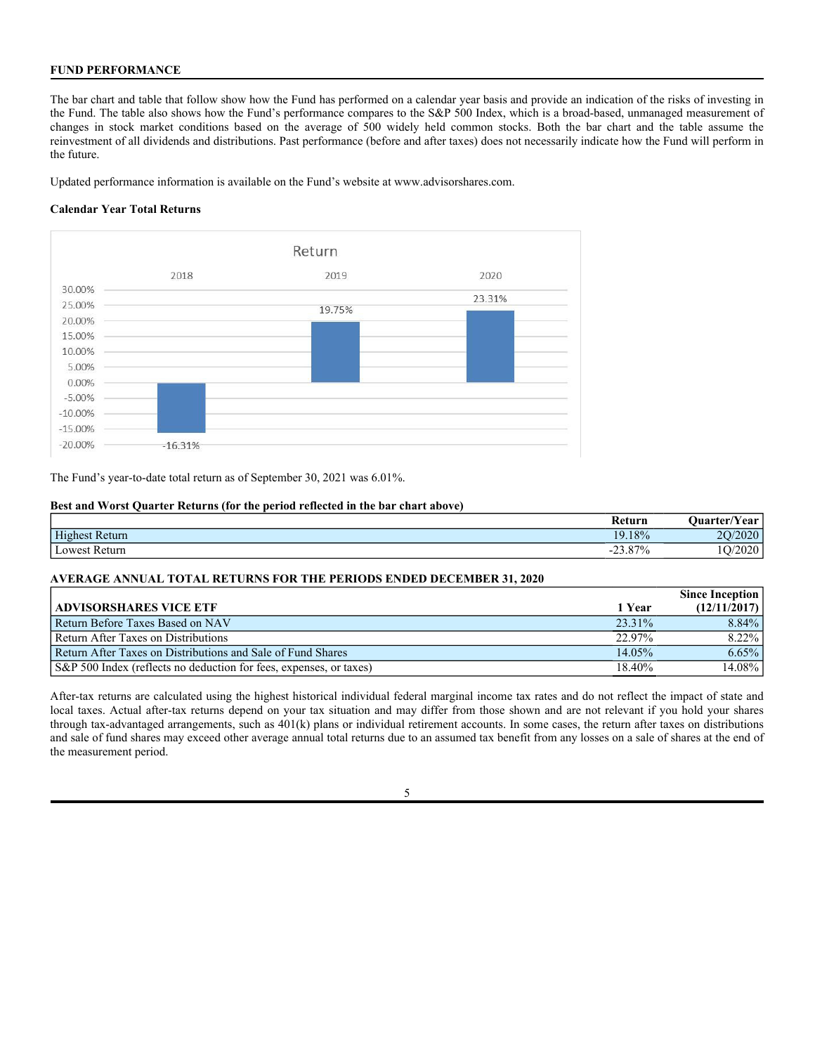## FUND PERFORMANCE

The bar chart and table that follow show how the Fund has performed on a calendar year basis and provide an indication of the risks of investing in the Fund. The table also shows how the Fund's performance compares to the S&P 500 Index, which is a broad-based, unmanaged measurement of changes in stock market conditions based on the average of 500 widely held common stocks. Both the bar chart and the table assume the reinvestment of all dividends and distributions. Past performance (before and after taxes) does not necessarily indicate how the Fund will perform in the future.

Updated performance information is available on the Fund's website at www.advisorshares.com.

**Calendar Year Total Returns**

Return

| Year | Return |
|---|---|
| 2018 | -16.31% |
| 2019 | 19.75% |
| 2020 | 23.31% |

The Fund's year-to-date total return as of September 30, 2021 was 6.01%.

**Best and Worst Quarter Returns (for the period reflected in the bar chart above)**

| | Return | Quarter/Year |
|---|---|---|
| Highest Return | 19.18% | 2Q/2020 |
| Lowest Return | -23.87% | 1Q/2020 |

**AVERAGE ANNUAL TOTAL RETURNS FOR THE PERIODS ENDED DECEMBER 31, 2020**

| ADVISORSHARES VICE ETF | 1 Year | Since Inception (12/11/2017) |
|---|---|---|
| Return Before Taxes Based on NAV | 23.31% | 8.84% |
| Return After Taxes on Distributions | 22.97% | 8.22% |
| Return After Taxes on Distributions and Sale of Fund Shares | 14.05% | 6.65% |
| S&P 500 Index (reflects no deduction for fees, expenses, or taxes) | 18.40% | 14.08% |

After-tax returns are calculated using the highest historical individual federal marginal income tax rates and do not reflect the impact of state and local taxes. Actual after-tax returns depend on your tax situation and may differ from those shown and are not relevant if you hold your shares through tax-advantaged arrangements, such as 401(k) plans or individual retirement accounts. In some cases, the return after taxes on distributions and sale of fund shares may exceed other average annual total returns due to an assumed tax benefit from any losses on a sale of shares at the end of the measurement period.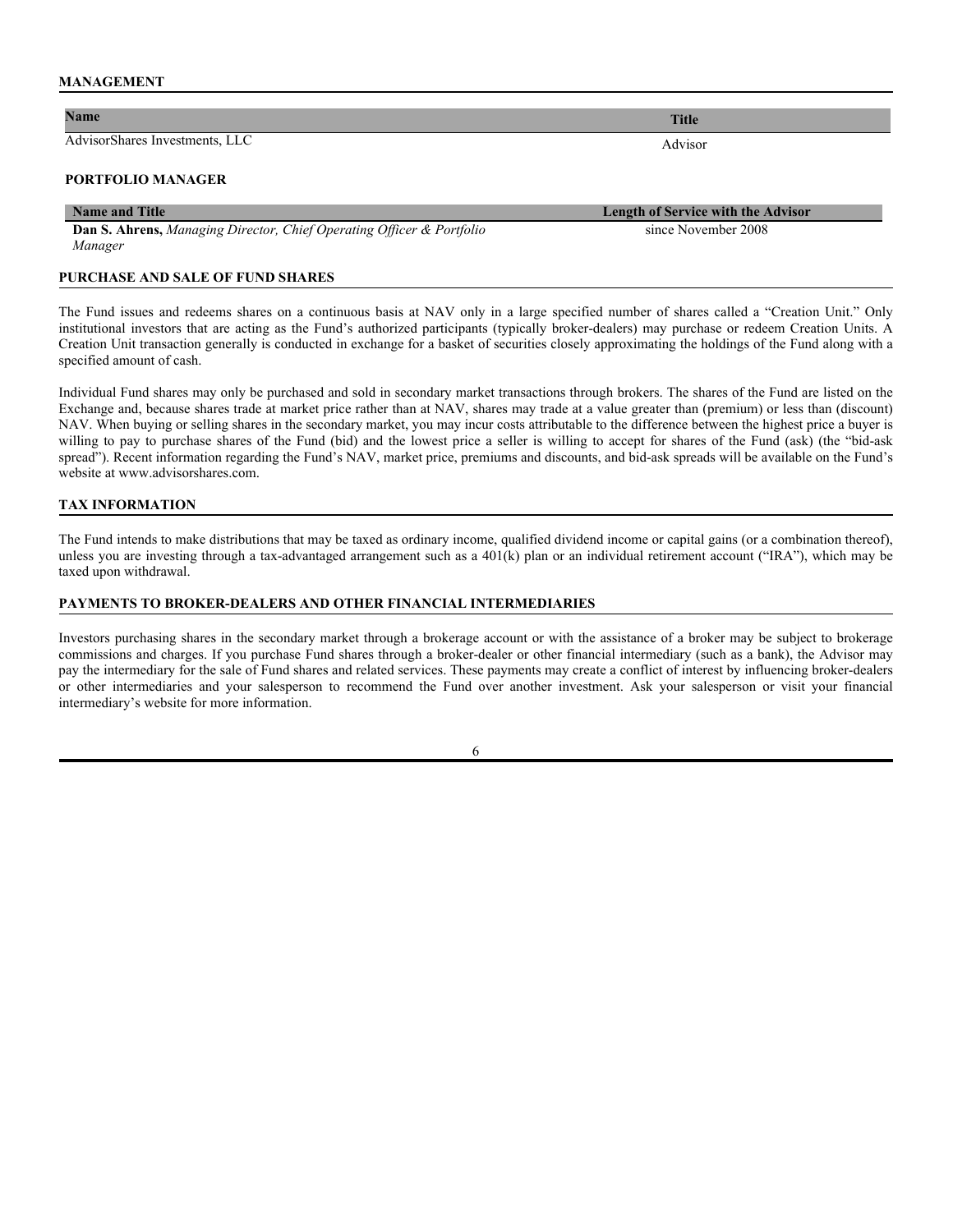## MANAGEMENT

| Name | Title |
|---|---|
| AdvisorShares Investments, LLC | Advisor |

### PORTFOLIO MANAGER

| Name and Title | Length of Service with the Advisor |
|---|---|
| **Dan S. Ahrens,** *Managing Director, Chief Operating Officer & Portfolio Manager* | since November 2008 |

## PURCHASE AND SALE OF FUND SHARES

The Fund issues and redeems shares on a continuous basis at NAV only in a large specified number of shares called a "Creation Unit." Only institutional investors that are acting as the Fund's authorized participants (typically broker-dealers) may purchase or redeem Creation Units. A Creation Unit transaction generally is conducted in exchange for a basket of securities closely approximating the holdings of the Fund along with a specified amount of cash.

Individual Fund shares may only be purchased and sold in secondary market transactions through brokers. The shares of the Fund are listed on the Exchange and, because shares trade at market price rather than at NAV, shares may trade at a value greater than (premium) or less than (discount) NAV. When buying or selling shares in the secondary market, you may incur costs attributable to the difference between the highest price a buyer is willing to pay to purchase shares of the Fund (bid) and the lowest price a seller is willing to accept for shares of the Fund (ask) (the "bid-ask spread"). Recent information regarding the Fund's NAV, market price, premiums and discounts, and bid-ask spreads will be available on the Fund's website at www.advisorshares.com.

## TAX INFORMATION

The Fund intends to make distributions that may be taxed as ordinary income, qualified dividend income or capital gains (or a combination thereof), unless you are investing through a tax-advantaged arrangement such as a 401(k) plan or an individual retirement account ("IRA"), which may be taxed upon withdrawal.

## PAYMENTS TO BROKER-DEALERS AND OTHER FINANCIAL INTERMEDIARIES

Investors purchasing shares in the secondary market through a brokerage account or with the assistance of a broker may be subject to brokerage commissions and charges. If you purchase Fund shares through a broker-dealer or other financial intermediary (such as a bank), the Advisor may pay the intermediary for the sale of Fund shares and related services. These payments may create a conflict of interest by influencing broker-dealers or other intermediaries and your salesperson to recommend the Fund over another investment. Ask your salesperson or visit your financial intermediary's website for more information.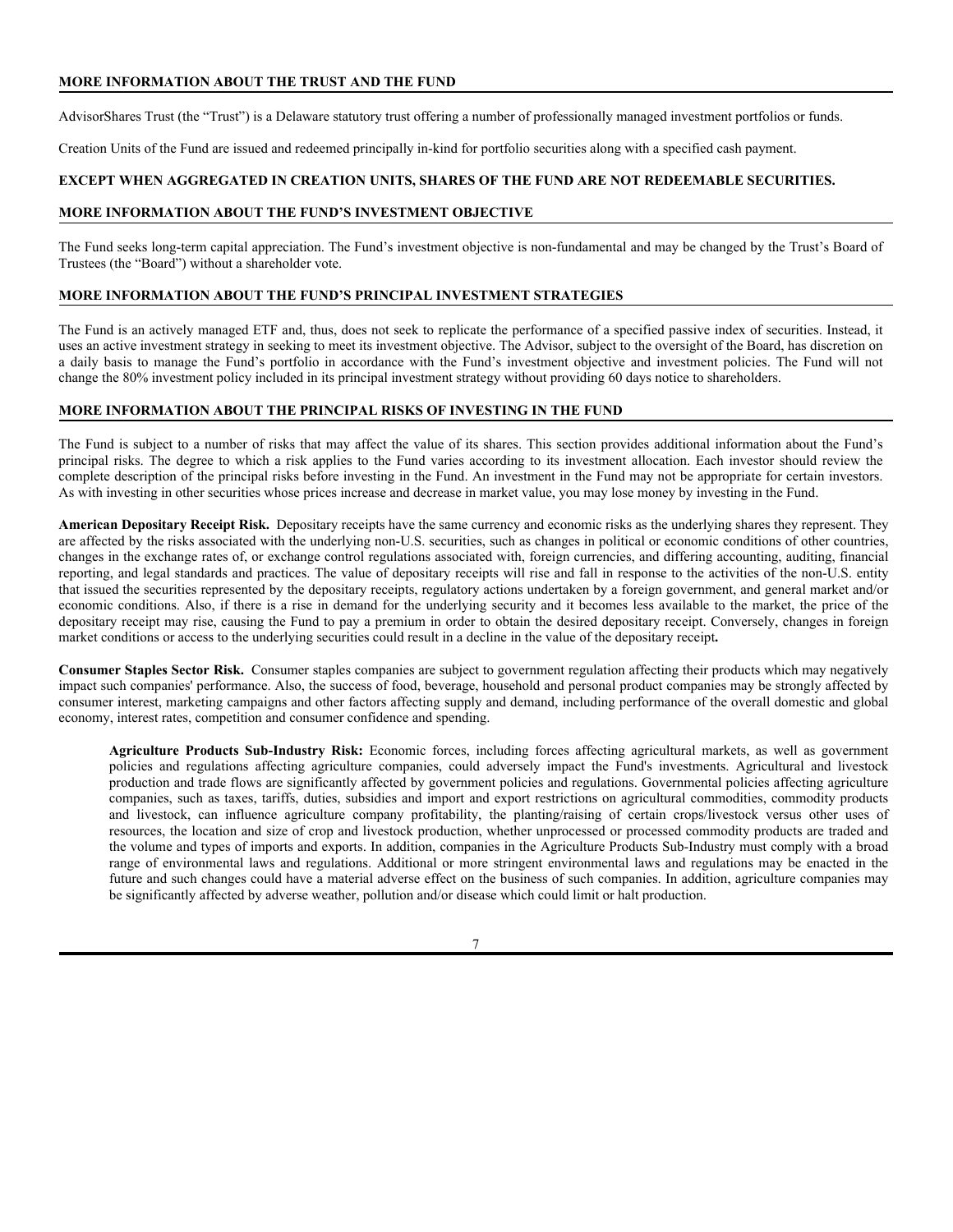## MORE INFORMATION ABOUT THE TRUST AND THE FUND

AdvisorShares Trust (the "Trust") is a Delaware statutory trust offering a number of professionally managed investment portfolios or funds.

Creation Units of the Fund are issued and redeemed principally in-kind for portfolio securities along with a specified cash payment.

**EXCEPT WHEN AGGREGATED IN CREATION UNITS, SHARES OF THE FUND ARE NOT REDEEMABLE SECURITIES.**

## MORE INFORMATION ABOUT THE FUND'S INVESTMENT OBJECTIVE

The Fund seeks long-term capital appreciation. The Fund's investment objective is non-fundamental and may be changed by the Trust's Board of Trustees (the "Board") without a shareholder vote.

## MORE INFORMATION ABOUT THE FUND'S PRINCIPAL INVESTMENT STRATEGIES

The Fund is an actively managed ETF and, thus, does not seek to replicate the performance of a specified passive index of securities. Instead, it uses an active investment strategy in seeking to meet its investment objective. The Advisor, subject to the oversight of the Board, has discretion on a daily basis to manage the Fund's portfolio in accordance with the Fund's investment objective and investment policies. The Fund will not change the 80% investment policy included in its principal investment strategy without providing 60 days notice to shareholders.

## MORE INFORMATION ABOUT THE PRINCIPAL RISKS OF INVESTING IN THE FUND

The Fund is subject to a number of risks that may affect the value of its shares. This section provides additional information about the Fund's principal risks. The degree to which a risk applies to the Fund varies according to its investment allocation. Each investor should review the complete description of the principal risks before investing in the Fund. An investment in the Fund may not be appropriate for certain investors. As with investing in other securities whose prices increase and decrease in market value, you may lose money by investing in the Fund.

**American Depositary Receipt Risk.** Depositary receipts have the same currency and economic risks as the underlying shares they represent. They are affected by the risks associated with the underlying non-U.S. securities, such as changes in political or economic conditions of other countries, changes in the exchange rates of, or exchange control regulations associated with, foreign currencies, and differing accounting, auditing, financial reporting, and legal standards and practices. The value of depositary receipts will rise and fall in response to the activities of the non-U.S. entity that issued the securities represented by the depositary receipts, regulatory actions undertaken by a foreign government, and general market and/or economic conditions. Also, if there is a rise in demand for the underlying security and it becomes less available to the market, the price of the depositary receipt may rise, causing the Fund to pay a premium in order to obtain the desired depositary receipt. Conversely, changes in foreign market conditions or access to the underlying securities could result in a decline in the value of the depositary receipt**.**

**Consumer Staples Sector Risk.** Consumer staples companies are subject to government regulation affecting their products which may negatively impact such companies' performance. Also, the success of food, beverage, household and personal product companies may be strongly affected by consumer interest, marketing campaigns and other factors affecting supply and demand, including performance of the overall domestic and global economy, interest rates, competition and consumer confidence and spending.

> **Agriculture Products Sub-Industry Risk:** Economic forces, including forces affecting agricultural markets, as well as government policies and regulations affecting agriculture companies, could adversely impact the Fund's investments. Agricultural and livestock production and trade flows are significantly affected by government policies and regulations. Governmental policies affecting agriculture companies, such as taxes, tariffs, duties, subsidies and import and export restrictions on agricultural commodities, commodity products and livestock, can influence agriculture company profitability, the planting/raising of certain crops/livestock versus other uses of resources, the location and size of crop and livestock production, whether unprocessed or processed commodity products are traded and the volume and types of imports and exports. In addition, companies in the Agriculture Products Sub-Industry must comply with a broad range of environmental laws and regulations. Additional or more stringent environmental laws and regulations may be enacted in the future and such changes could have a material adverse effect on the business of such companies. In addition, agriculture companies may be significantly affected by adverse weather, pollution and/or disease which could limit or halt production.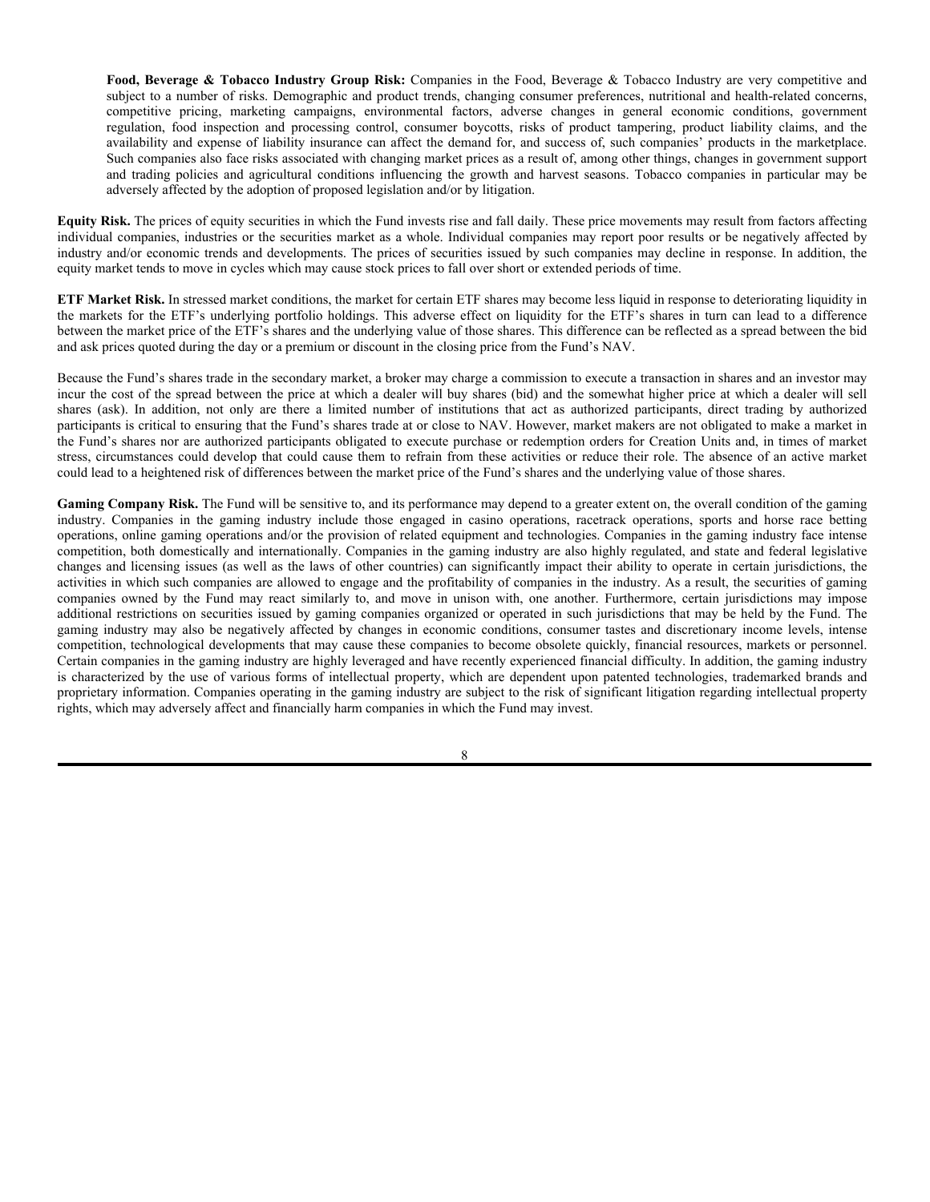**Food, Beverage & Tobacco Industry Group Risk:** Companies in the Food, Beverage & Tobacco Industry are very competitive and subject to a number of risks. Demographic and product trends, changing consumer preferences, nutritional and health-related concerns, competitive pricing, marketing campaigns, environmental factors, adverse changes in general economic conditions, government regulation, food inspection and processing control, consumer boycotts, risks of product tampering, product liability claims, and the availability and expense of liability insurance can affect the demand for, and success of, such companies' products in the marketplace. Such companies also face risks associated with changing market prices as a result of, among other things, changes in government support and trading policies and agricultural conditions influencing the growth and harvest seasons. Tobacco companies in particular may be adversely affected by the adoption of proposed legislation and/or by litigation.

**Equity Risk.** The prices of equity securities in which the Fund invests rise and fall daily. These price movements may result from factors affecting individual companies, industries or the securities market as a whole. Individual companies may report poor results or be negatively affected by industry and/or economic trends and developments. The prices of securities issued by such companies may decline in response. In addition, the equity market tends to move in cycles which may cause stock prices to fall over short or extended periods of time.

**ETF Market Risk.** In stressed market conditions, the market for certain ETF shares may become less liquid in response to deteriorating liquidity in the markets for the ETF's underlying portfolio holdings. This adverse effect on liquidity for the ETF's shares in turn can lead to a difference between the market price of the ETF's shares and the underlying value of those shares. This difference can be reflected as a spread between the bid and ask prices quoted during the day or a premium or discount in the closing price from the Fund's NAV.

Because the Fund's shares trade in the secondary market, a broker may charge a commission to execute a transaction in shares and an investor may incur the cost of the spread between the price at which a dealer will buy shares (bid) and the somewhat higher price at which a dealer will sell shares (ask). In addition, not only are there a limited number of institutions that act as authorized participants, direct trading by authorized participants is critical to ensuring that the Fund's shares trade at or close to NAV. However, market makers are not obligated to make a market in the Fund's shares nor are authorized participants obligated to execute purchase or redemption orders for Creation Units and, in times of market stress, circumstances could develop that could cause them to refrain from these activities or reduce their role. The absence of an active market could lead to a heightened risk of differences between the market price of the Fund's shares and the underlying value of those shares.

**Gaming Company Risk.** The Fund will be sensitive to, and its performance may depend to a greater extent on, the overall condition of the gaming industry. Companies in the gaming industry include those engaged in casino operations, racetrack operations, sports and horse race betting operations, online gaming operations and/or the provision of related equipment and technologies. Companies in the gaming industry face intense competition, both domestically and internationally. Companies in the gaming industry are also highly regulated, and state and federal legislative changes and licensing issues (as well as the laws of other countries) can significantly impact their ability to operate in certain jurisdictions, the activities in which such companies are allowed to engage and the profitability of companies in the industry. As a result, the securities of gaming companies owned by the Fund may react similarly to, and move in unison with, one another. Furthermore, certain jurisdictions may impose additional restrictions on securities issued by gaming companies organized or operated in such jurisdictions that may be held by the Fund. The gaming industry may also be negatively affected by changes in economic conditions, consumer tastes and discretionary income levels, intense competition, technological developments that may cause these companies to become obsolete quickly, financial resources, markets or personnel. Certain companies in the gaming industry are highly leveraged and have recently experienced financial difficulty. In addition, the gaming industry is characterized by the use of various forms of intellectual property, which are dependent upon patented technologies, trademarked brands and proprietary information. Companies operating in the gaming industry are subject to the risk of significant litigation regarding intellectual property rights, which may adversely affect and financially harm companies in which the Fund may invest.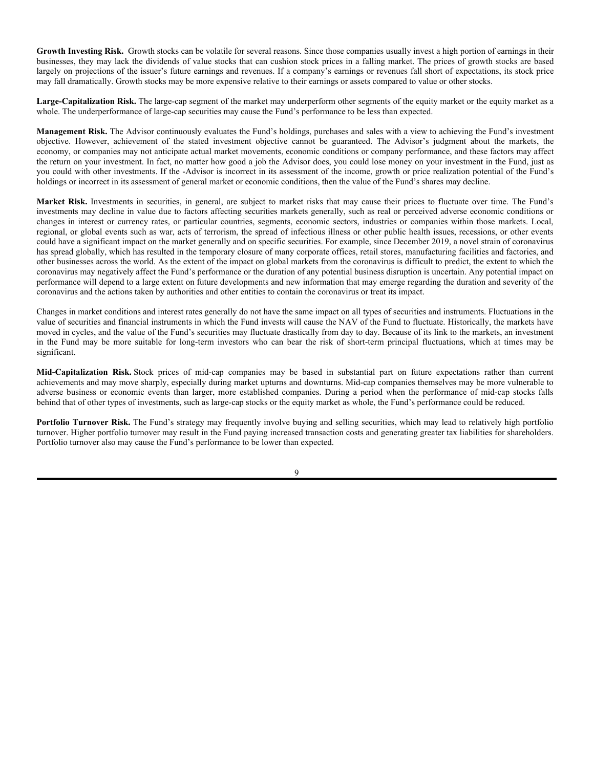**Growth Investing Risk.** Growth stocks can be volatile for several reasons. Since those companies usually invest a high portion of earnings in their businesses, they may lack the dividends of value stocks that can cushion stock prices in a falling market. The prices of growth stocks are based largely on projections of the issuer's future earnings and revenues. If a company's earnings or revenues fall short of expectations, its stock price may fall dramatically. Growth stocks may be more expensive relative to their earnings or assets compared to value or other stocks.

**Large-Capitalization Risk.** The large-cap segment of the market may underperform other segments of the equity market or the equity market as a whole. The underperformance of large-cap securities may cause the Fund's performance to be less than expected.

**Management Risk.** The Advisor continuously evaluates the Fund's holdings, purchases and sales with a view to achieving the Fund's investment objective. However, achievement of the stated investment objective cannot be guaranteed. The Advisor's judgment about the markets, the economy, or companies may not anticipate actual market movements, economic conditions or company performance, and these factors may affect the return on your investment. In fact, no matter how good a job the Advisor does, you could lose money on your investment in the Fund, just as you could with other investments. If the -Advisor is incorrect in its assessment of the income, growth or price realization potential of the Fund's holdings or incorrect in its assessment of general market or economic conditions, then the value of the Fund's shares may decline.

**Market Risk.** Investments in securities, in general, are subject to market risks that may cause their prices to fluctuate over time. The Fund's investments may decline in value due to factors affecting securities markets generally, such as real or perceived adverse economic conditions or changes in interest or currency rates, or particular countries, segments, economic sectors, industries or companies within those markets. Local, regional, or global events such as war, acts of terrorism, the spread of infectious illness or other public health issues, recessions, or other events could have a significant impact on the market generally and on specific securities. For example, since December 2019, a novel strain of coronavirus has spread globally, which has resulted in the temporary closure of many corporate offices, retail stores, manufacturing facilities and factories, and other businesses across the world. As the extent of the impact on global markets from the coronavirus is difficult to predict, the extent to which the coronavirus may negatively affect the Fund's performance or the duration of any potential business disruption is uncertain. Any potential impact on performance will depend to a large extent on future developments and new information that may emerge regarding the duration and severity of the coronavirus and the actions taken by authorities and other entities to contain the coronavirus or treat its impact.

Changes in market conditions and interest rates generally do not have the same impact on all types of securities and instruments. Fluctuations in the value of securities and financial instruments in which the Fund invests will cause the NAV of the Fund to fluctuate. Historically, the markets have moved in cycles, and the value of the Fund's securities may fluctuate drastically from day to day. Because of its link to the markets, an investment in the Fund may be more suitable for long-term investors who can bear the risk of short-term principal fluctuations, which at times may be significant.

**Mid-Capitalization Risk.** Stock prices of mid-cap companies may be based in substantial part on future expectations rather than current achievements and may move sharply, especially during market upturns and downturns. Mid-cap companies themselves may be more vulnerable to adverse business or economic events than larger, more established companies. During a period when the performance of mid-cap stocks falls behind that of other types of investments, such as large-cap stocks or the equity market as whole, the Fund's performance could be reduced.

**Portfolio Turnover Risk.** The Fund's strategy may frequently involve buying and selling securities, which may lead to relatively high portfolio turnover. Higher portfolio turnover may result in the Fund paying increased transaction costs and generating greater tax liabilities for shareholders. Portfolio turnover also may cause the Fund's performance to be lower than expected.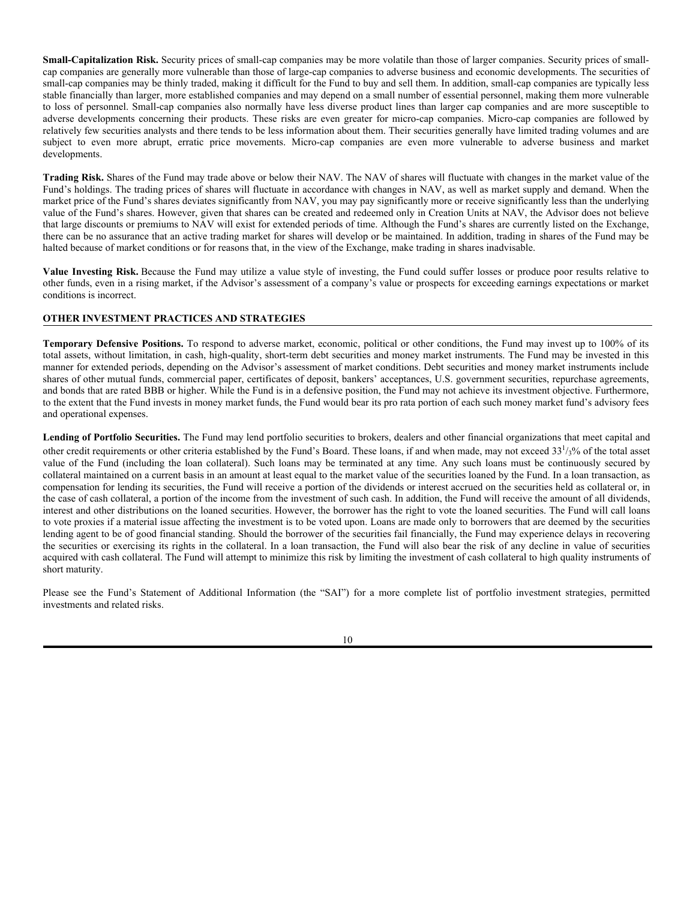**Small-Capitalization Risk.** Security prices of small-cap companies may be more volatile than those of larger companies. Security prices of small-cap companies are generally more vulnerable than those of large-cap companies to adverse business and economic developments. The securities of small-cap companies may be thinly traded, making it difficult for the Fund to buy and sell them. In addition, small-cap companies are typically less stable financially than larger, more established companies and may depend on a small number of essential personnel, making them more vulnerable to loss of personnel. Small-cap companies also normally have less diverse product lines than larger cap companies and are more susceptible to adverse developments concerning their products. These risks are even greater for micro-cap companies. Micro-cap companies are followed by relatively few securities analysts and there tends to be less information about them. Their securities generally have limited trading volumes and are subject to even more abrupt, erratic price movements. Micro-cap companies are even more vulnerable to adverse business and market developments.

**Trading Risk.** Shares of the Fund may trade above or below their NAV. The NAV of shares will fluctuate with changes in the market value of the Fund's holdings. The trading prices of shares will fluctuate in accordance with changes in NAV, as well as market supply and demand. When the market price of the Fund's shares deviates significantly from NAV, you may pay significantly more or receive significantly less than the underlying value of the Fund's shares. However, given that shares can be created and redeemed only in Creation Units at NAV, the Advisor does not believe that large discounts or premiums to NAV will exist for extended periods of time. Although the Fund's shares are currently listed on the Exchange, there can be no assurance that an active trading market for shares will develop or be maintained. In addition, trading in shares of the Fund may be halted because of market conditions or for reasons that, in the view of the Exchange, make trading in shares inadvisable.

**Value Investing Risk.** Because the Fund may utilize a value style of investing, the Fund could suffer losses or produce poor results relative to other funds, even in a rising market, if the Advisor's assessment of a company's value or prospects for exceeding earnings expectations or market conditions is incorrect.

## OTHER INVESTMENT PRACTICES AND STRATEGIES

**Temporary Defensive Positions.** To respond to adverse market, economic, political or other conditions, the Fund may invest up to 100% of its total assets, without limitation, in cash, high-quality, short-term debt securities and money market instruments. The Fund may be invested in this manner for extended periods, depending on the Advisor's assessment of market conditions. Debt securities and money market instruments include shares of other mutual funds, commercial paper, certificates of deposit, bankers' acceptances, U.S. government securities, repurchase agreements, and bonds that are rated BBB or higher. While the Fund is in a defensive position, the Fund may not achieve its investment objective. Furthermore, to the extent that the Fund invests in money market funds, the Fund would bear its pro rata portion of each such money market fund's advisory fees and operational expenses.

**Lending of Portfolio Securities.** The Fund may lend portfolio securities to brokers, dealers and other financial organizations that meet capital and other credit requirements or other criteria established by the Fund's Board. These loans, if and when made, may not exceed $33\frac{1}{3}\%$ of the total asset value of the Fund (including the loan collateral). Such loans may be terminated at any time. Any such loans must be continuously secured by collateral maintained on a current basis in an amount at least equal to the market value of the securities loaned by the Fund. In a loan transaction, as compensation for lending its securities, the Fund will receive a portion of the dividends or interest accrued on the securities held as collateral or, in the case of cash collateral, a portion of the income from the investment of such cash. In addition, the Fund will receive the amount of all dividends, interest and other distributions on the loaned securities. However, the borrower has the right to vote the loaned securities. The Fund will call loans to vote proxies if a material issue affecting the investment is to be voted upon. Loans are made only to borrowers that are deemed by the securities lending agent to be of good financial standing. Should the borrower of the securities fail financially, the Fund may experience delays in recovering the securities or exercising its rights in the collateral. In a loan transaction, the Fund will also bear the risk of any decline in value of securities acquired with cash collateral. The Fund will attempt to minimize this risk by limiting the investment of cash collateral to high quality instruments of short maturity.

Please see the Fund's Statement of Additional Information (the "SAI") for a more complete list of portfolio investment strategies, permitted investments and related risks.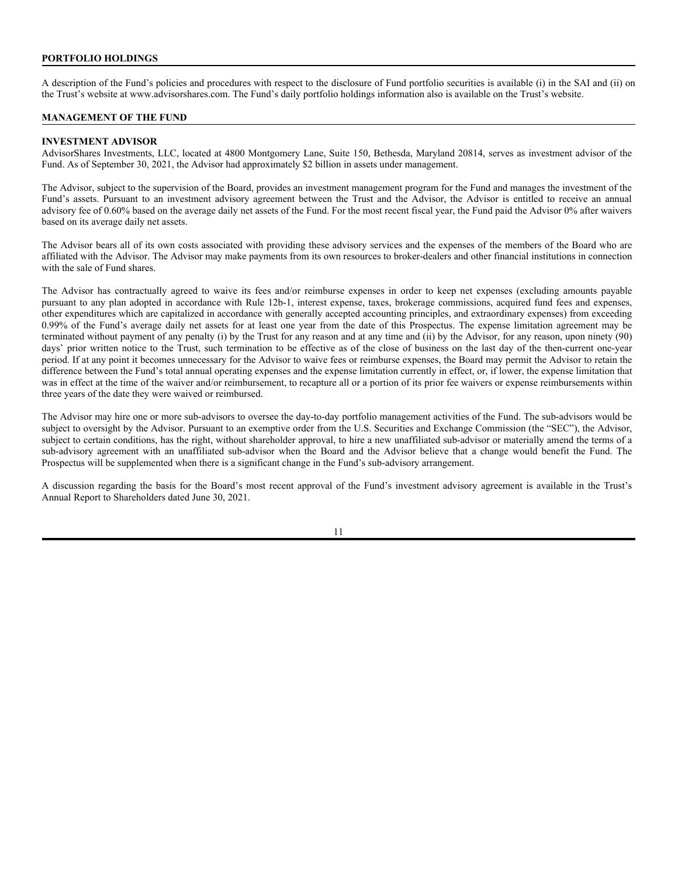## PORTFOLIO HOLDINGS

A description of the Fund's policies and procedures with respect to the disclosure of Fund portfolio securities is available (i) in the SAI and (ii) on the Trust's website at www.advisorshares.com. The Fund's daily portfolio holdings information also is available on the Trust's website.

## MANAGEMENT OF THE FUND

### INVESTMENT ADVISOR

AdvisorShares Investments, LLC, located at 4800 Montgomery Lane, Suite 150, Bethesda, Maryland 20814, serves as investment advisor of the Fund. As of September 30, 2021, the Advisor had approximately $2 billion in assets under management.

The Advisor, subject to the supervision of the Board, provides an investment management program for the Fund and manages the investment of the Fund's assets. Pursuant to an investment advisory agreement between the Trust and the Advisor, the Advisor is entitled to receive an annual advisory fee of 0.60% based on the average daily net assets of the Fund. For the most recent fiscal year, the Fund paid the Advisor 0% after waivers based on its average daily net assets.

The Advisor bears all of its own costs associated with providing these advisory services and the expenses of the members of the Board who are affiliated with the Advisor. The Advisor may make payments from its own resources to broker-dealers and other financial institutions in connection with the sale of Fund shares.

The Advisor has contractually agreed to waive its fees and/or reimburse expenses in order to keep net expenses (excluding amounts payable pursuant to any plan adopted in accordance with Rule 12b-1, interest expense, taxes, brokerage commissions, acquired fund fees and expenses, other expenditures which are capitalized in accordance with generally accepted accounting principles, and extraordinary expenses) from exceeding 0.99% of the Fund's average daily net assets for at least one year from the date of this Prospectus. The expense limitation agreement may be terminated without payment of any penalty (i) by the Trust for any reason and at any time and (ii) by the Advisor, for any reason, upon ninety (90) days' prior written notice to the Trust, such termination to be effective as of the close of business on the last day of the then-current one-year period. If at any point it becomes unnecessary for the Advisor to waive fees or reimburse expenses, the Board may permit the Advisor to retain the difference between the Fund's total annual operating expenses and the expense limitation currently in effect, or, if lower, the expense limitation that was in effect at the time of the waiver and/or reimbursement, to recapture all or a portion of its prior fee waivers or expense reimbursements within three years of the date they were waived or reimbursed.

The Advisor may hire one or more sub-advisors to oversee the day-to-day portfolio management activities of the Fund. The sub-advisors would be subject to oversight by the Advisor. Pursuant to an exemptive order from the U.S. Securities and Exchange Commission (the "SEC"), the Advisor, subject to certain conditions, has the right, without shareholder approval, to hire a new unaffiliated sub-advisor or materially amend the terms of a sub-advisory agreement with an unaffiliated sub-advisor when the Board and the Advisor believe that a change would benefit the Fund. The Prospectus will be supplemented when there is a significant change in the Fund's sub-advisory arrangement.

A discussion regarding the basis for the Board's most recent approval of the Fund's investment advisory agreement is available in the Trust's Annual Report to Shareholders dated June 30, 2021.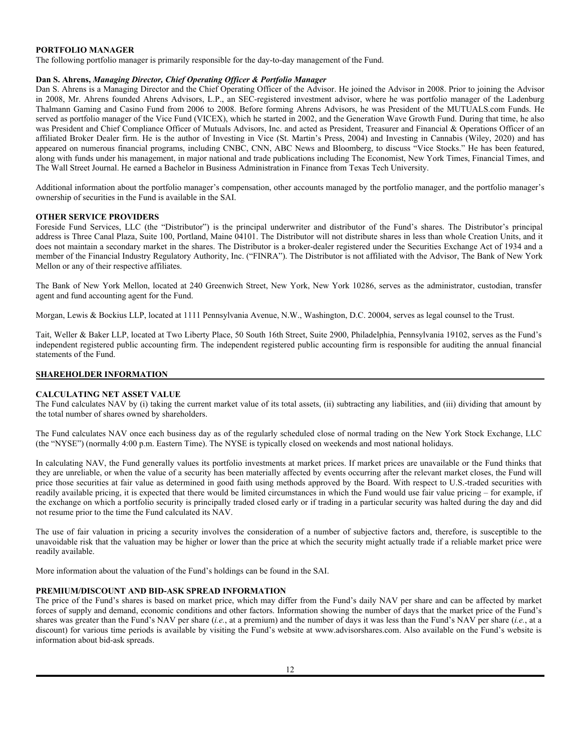## PORTFOLIO MANAGER

The following portfolio manager is primarily responsible for the day-to-day management of the Fund.

**Dan S. Ahrens,** ***Managing Director, Chief Operating Officer & Portfolio Manager***

Dan S. Ahrens is a Managing Director and the Chief Operating Officer of the Advisor. He joined the Advisor in 2008. Prior to joining the Advisor in 2008, Mr. Ahrens founded Ahrens Advisors, L.P., an SEC-registered investment advisor, where he was portfolio manager of the Ladenburg Thalmann Gaming and Casino Fund from 2006 to 2008. Before forming Ahrens Advisors, he was President of the MUTUALS.com Funds. He served as portfolio manager of the Vice Fund (VICEX), which he started in 2002, and the Generation Wave Growth Fund. During that time, he also was President and Chief Compliance Officer of Mutuals Advisors, Inc. and acted as President, Treasurer and Financial & Operations Officer of an affiliated Broker Dealer firm. He is the author of Investing in Vice (St. Martin's Press, 2004) and Investing in Cannabis (Wiley, 2020) and has appeared on numerous financial programs, including CNBC, CNN, ABC News and Bloomberg, to discuss "Vice Stocks." He has been featured, along with funds under his management, in major national and trade publications including The Economist, New York Times, Financial Times, and The Wall Street Journal. He earned a Bachelor in Business Administration in Finance from Texas Tech University.

Additional information about the portfolio manager's compensation, other accounts managed by the portfolio manager, and the portfolio manager's ownership of securities in the Fund is available in the SAI.

## OTHER SERVICE PROVIDERS

Foreside Fund Services, LLC (the "Distributor") is the principal underwriter and distributor of the Fund's shares. The Distributor's principal address is Three Canal Plaza, Suite 100, Portland, Maine 04101. The Distributor will not distribute shares in less than whole Creation Units, and it does not maintain a secondary market in the shares. The Distributor is a broker-dealer registered under the Securities Exchange Act of 1934 and a member of the Financial Industry Regulatory Authority, Inc. ("FINRA"). The Distributor is not affiliated with the Advisor, The Bank of New York Mellon or any of their respective affiliates.

The Bank of New York Mellon, located at 240 Greenwich Street, New York, New York 10286, serves as the administrator, custodian, transfer agent and fund accounting agent for the Fund.

Morgan, Lewis & Bockius LLP, located at 1111 Pennsylvania Avenue, N.W., Washington, D.C. 20004, serves as legal counsel to the Trust.

Tait, Weller & Baker LLP, located at Two Liberty Place, 50 South 16th Street, Suite 2900, Philadelphia, Pennsylvania 19102, serves as the Fund's independent registered public accounting firm. The independent registered public accounting firm is responsible for auditing the annual financial statements of the Fund.

# SHAREHOLDER INFORMATION

## CALCULATING NET ASSET VALUE

The Fund calculates NAV by (i) taking the current market value of its total assets, (ii) subtracting any liabilities, and (iii) dividing that amount by the total number of shares owned by shareholders.

The Fund calculates NAV once each business day as of the regularly scheduled close of normal trading on the New York Stock Exchange, LLC (the "NYSE") (normally 4:00 p.m. Eastern Time). The NYSE is typically closed on weekends and most national holidays.

In calculating NAV, the Fund generally values its portfolio investments at market prices. If market prices are unavailable or the Fund thinks that they are unreliable, or when the value of a security has been materially affected by events occurring after the relevant market closes, the Fund will price those securities at fair value as determined in good faith using methods approved by the Board. With respect to U.S.-traded securities with readily available pricing, it is expected that there would be limited circumstances in which the Fund would use fair value pricing – for example, if the exchange on which a portfolio security is principally traded closed early or if trading in a particular security was halted during the day and did not resume prior to the time the Fund calculated its NAV.

The use of fair valuation in pricing a security involves the consideration of a number of subjective factors and, therefore, is susceptible to the unavoidable risk that the valuation may be higher or lower than the price at which the security might actually trade if a reliable market price were readily available.

More information about the valuation of the Fund's holdings can be found in the SAI.

## PREMIUM/DISCOUNT AND BID-ASK SPREAD INFORMATION

The price of the Fund's shares is based on market price, which may differ from the Fund's daily NAV per share and can be affected by market forces of supply and demand, economic conditions and other factors. Information showing the number of days that the market price of the Fund's shares was greater than the Fund's NAV per share (*i.e.*, at a premium) and the number of days it was less than the Fund's NAV per share (*i.e.*, at a discount) for various time periods is available by visiting the Fund's website at www.advisorshares.com. Also available on the Fund's website is information about bid-ask spreads.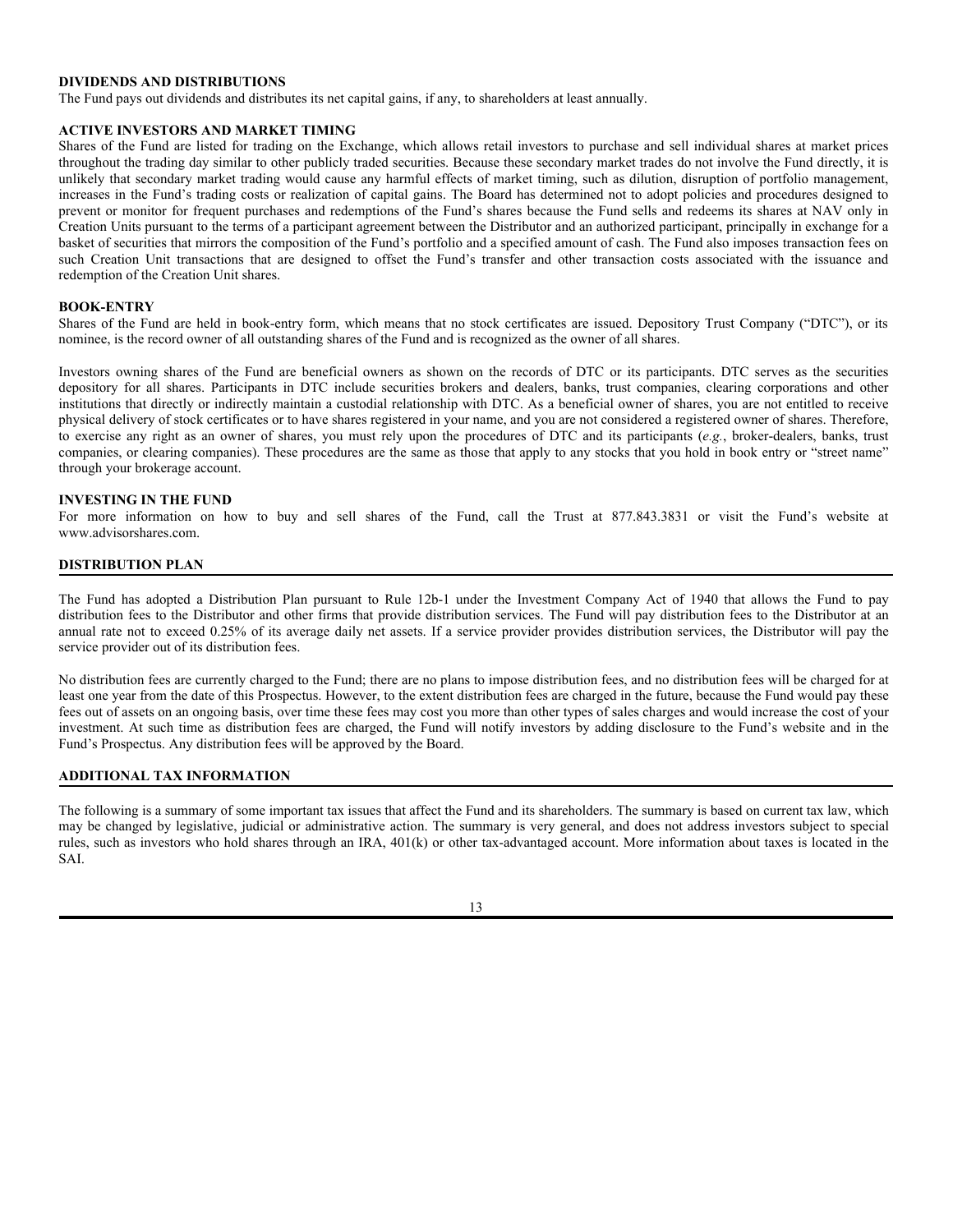## DIVIDENDS AND DISTRIBUTIONS

The Fund pays out dividends and distributes its net capital gains, if any, to shareholders at least annually.

## ACTIVE INVESTORS AND MARKET TIMING

Shares of the Fund are listed for trading on the Exchange, which allows retail investors to purchase and sell individual shares at market prices throughout the trading day similar to other publicly traded securities. Because these secondary market trades do not involve the Fund directly, it is unlikely that secondary market trading would cause any harmful effects of market timing, such as dilution, disruption of portfolio management, increases in the Fund's trading costs or realization of capital gains. The Board has determined not to adopt policies and procedures designed to prevent or monitor for frequent purchases and redemptions of the Fund's shares because the Fund sells and redeems its shares at NAV only in Creation Units pursuant to the terms of a participant agreement between the Distributor and an authorized participant, principally in exchange for a basket of securities that mirrors the composition of the Fund's portfolio and a specified amount of cash. The Fund also imposes transaction fees on such Creation Unit transactions that are designed to offset the Fund's transfer and other transaction costs associated with the issuance and redemption of the Creation Unit shares.

## BOOK-ENTRY

Shares of the Fund are held in book-entry form, which means that no stock certificates are issued. Depository Trust Company ("DTC"), or its nominee, is the record owner of all outstanding shares of the Fund and is recognized as the owner of all shares.

Investors owning shares of the Fund are beneficial owners as shown on the records of DTC or its participants. DTC serves as the securities depository for all shares. Participants in DTC include securities brokers and dealers, banks, trust companies, clearing corporations and other institutions that directly or indirectly maintain a custodial relationship with DTC. As a beneficial owner of shares, you are not entitled to receive physical delivery of stock certificates or to have shares registered in your name, and you are not considered a registered owner of shares. Therefore, to exercise any right as an owner of shares, you must rely upon the procedures of DTC and its participants (*e.g.*, broker-dealers, banks, trust companies, or clearing companies). These procedures are the same as those that apply to any stocks that you hold in book entry or "street name" through your brokerage account.

## INVESTING IN THE FUND

For more information on how to buy and sell shares of the Fund, call the Trust at 877.843.3831 or visit the Fund's website at www.advisorshares.com.

## DISTRIBUTION PLAN

The Fund has adopted a Distribution Plan pursuant to Rule 12b-1 under the Investment Company Act of 1940 that allows the Fund to pay distribution fees to the Distributor and other firms that provide distribution services. The Fund will pay distribution fees to the Distributor at an annual rate not to exceed 0.25% of its average daily net assets. If a service provider provides distribution services, the Distributor will pay the service provider out of its distribution fees.

No distribution fees are currently charged to the Fund; there are no plans to impose distribution fees, and no distribution fees will be charged for at least one year from the date of this Prospectus. However, to the extent distribution fees are charged in the future, because the Fund would pay these fees out of assets on an ongoing basis, over time these fees may cost you more than other types of sales charges and would increase the cost of your investment. At such time as distribution fees are charged, the Fund will notify investors by adding disclosure to the Fund's website and in the Fund's Prospectus. Any distribution fees will be approved by the Board.

## ADDITIONAL TAX INFORMATION

The following is a summary of some important tax issues that affect the Fund and its shareholders. The summary is based on current tax law, which may be changed by legislative, judicial or administrative action. The summary is very general, and does not address investors subject to special rules, such as investors who hold shares through an IRA, 401(k) or other tax-advantaged account. More information about taxes is located in the SAI.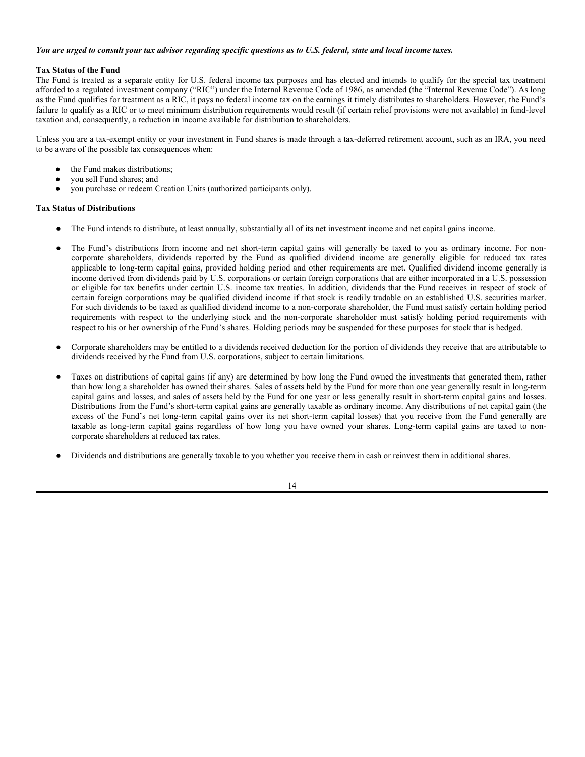***You are urged to consult your tax advisor regarding specific questions as to U.S. federal, state and local income taxes.***

**Tax Status of the Fund**

The Fund is treated as a separate entity for U.S. federal income tax purposes and has elected and intends to qualify for the special tax treatment afforded to a regulated investment company ("RIC") under the Internal Revenue Code of 1986, as amended (the "Internal Revenue Code"). As long as the Fund qualifies for treatment as a RIC, it pays no federal income tax on the earnings it timely distributes to shareholders. However, the Fund's failure to qualify as a RIC or to meet minimum distribution requirements would result (if certain relief provisions were not available) in fund-level taxation and, consequently, a reduction in income available for distribution to shareholders.

Unless you are a tax-exempt entity or your investment in Fund shares is made through a tax-deferred retirement account, such as an IRA, you need to be aware of the possible tax consequences when:

- the Fund makes distributions;
- you sell Fund shares; and
- you purchase or redeem Creation Units (authorized participants only).

**Tax Status of Distributions**

- The Fund intends to distribute, at least annually, substantially all of its net investment income and net capital gains income.

- The Fund's distributions from income and net short-term capital gains will generally be taxed to you as ordinary income. For non-corporate shareholders, dividends reported by the Fund as qualified dividend income are generally eligible for reduced tax rates applicable to long-term capital gains, provided holding period and other requirements are met. Qualified dividend income generally is income derived from dividends paid by U.S. corporations or certain foreign corporations that are either incorporated in a U.S. possession or eligible for tax benefits under certain U.S. income tax treaties. In addition, dividends that the Fund receives in respect of stock of certain foreign corporations may be qualified dividend income if that stock is readily tradable on an established U.S. securities market. For such dividends to be taxed as qualified dividend income to a non-corporate shareholder, the Fund must satisfy certain holding period requirements with respect to the underlying stock and the non-corporate shareholder must satisfy holding period requirements with respect to his or her ownership of the Fund's shares. Holding periods may be suspended for these purposes for stock that is hedged.

- Corporate shareholders may be entitled to a dividends received deduction for the portion of dividends they receive that are attributable to dividends received by the Fund from U.S. corporations, subject to certain limitations.

- Taxes on distributions of capital gains (if any) are determined by how long the Fund owned the investments that generated them, rather than how long a shareholder has owned their shares. Sales of assets held by the Fund for more than one year generally result in long-term capital gains and losses, and sales of assets held by the Fund for one year or less generally result in short-term capital gains and losses. Distributions from the Fund's short-term capital gains are generally taxable as ordinary income. Any distributions of net capital gain (the excess of the Fund's net long-term capital gains over its net short-term capital losses) that you receive from the Fund generally are taxable as long-term capital gains regardless of how long you have owned your shares. Long-term capital gains are taxed to non-corporate shareholders at reduced tax rates.

- Dividends and distributions are generally taxable to you whether you receive them in cash or reinvest them in additional shares.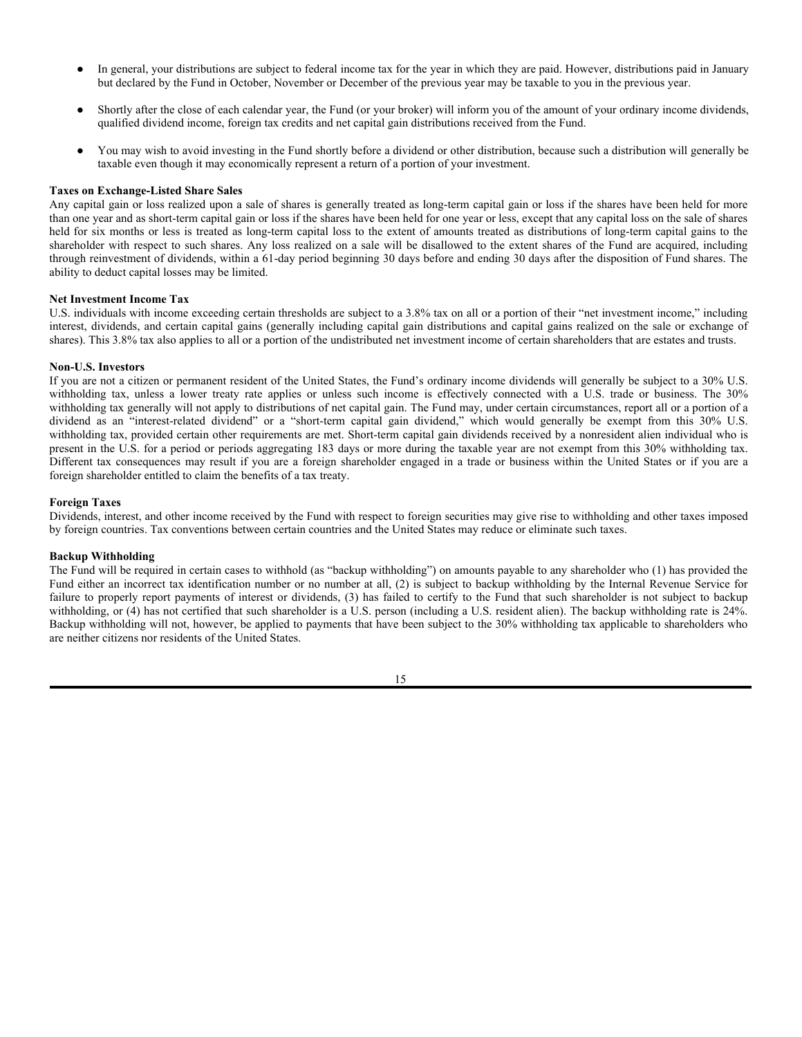- In general, your distributions are subject to federal income tax for the year in which they are paid. However, distributions paid in January but declared by the Fund in October, November or December of the previous year may be taxable to you in the previous year.
- Shortly after the close of each calendar year, the Fund (or your broker) will inform you of the amount of your ordinary income dividends, qualified dividend income, foreign tax credits and net capital gain distributions received from the Fund.
- You may wish to avoid investing in the Fund shortly before a dividend or other distribution, because such a distribution will generally be taxable even though it may economically represent a return of a portion of your investment.

**Taxes on Exchange-Listed Share Sales**

Any capital gain or loss realized upon a sale of shares is generally treated as long-term capital gain or loss if the shares have been held for more than one year and as short-term capital gain or loss if the shares have been held for one year or less, except that any capital loss on the sale of shares held for six months or less is treated as long-term capital loss to the extent of amounts treated as distributions of long-term capital gains to the shareholder with respect to such shares. Any loss realized on a sale will be disallowed to the extent shares of the Fund are acquired, including through reinvestment of dividends, within a 61-day period beginning 30 days before and ending 30 days after the disposition of Fund shares. The ability to deduct capital losses may be limited.

**Net Investment Income Tax**

U.S. individuals with income exceeding certain thresholds are subject to a 3.8% tax on all or a portion of their "net investment income," including interest, dividends, and certain capital gains (generally including capital gain distributions and capital gains realized on the sale or exchange of shares). This 3.8% tax also applies to all or a portion of the undistributed net investment income of certain shareholders that are estates and trusts.

**Non-U.S. Investors**

If you are not a citizen or permanent resident of the United States, the Fund's ordinary income dividends will generally be subject to a 30% U.S. withholding tax, unless a lower treaty rate applies or unless such income is effectively connected with a U.S. trade or business. The 30% withholding tax generally will not apply to distributions of net capital gain. The Fund may, under certain circumstances, report all or a portion of a dividend as an "interest-related dividend" or a "short-term capital gain dividend," which would generally be exempt from this 30% U.S. withholding tax, provided certain other requirements are met. Short-term capital gain dividends received by a nonresident alien individual who is present in the U.S. for a period or periods aggregating 183 days or more during the taxable year are not exempt from this 30% withholding tax. Different tax consequences may result if you are a foreign shareholder engaged in a trade or business within the United States or if you are a foreign shareholder entitled to claim the benefits of a tax treaty.

**Foreign Taxes**

Dividends, interest, and other income received by the Fund with respect to foreign securities may give rise to withholding and other taxes imposed by foreign countries. Tax conventions between certain countries and the United States may reduce or eliminate such taxes.

**Backup Withholding**

The Fund will be required in certain cases to withhold (as "backup withholding") on amounts payable to any shareholder who (1) has provided the Fund either an incorrect tax identification number or no number at all, (2) is subject to backup withholding by the Internal Revenue Service for failure to properly report payments of interest or dividends, (3) has failed to certify to the Fund that such shareholder is not subject to backup withholding, or (4) has not certified that such shareholder is a U.S. person (including a U.S. resident alien). The backup withholding rate is 24%. Backup withholding will not, however, be applied to payments that have been subject to the 30% withholding tax applicable to shareholders who are neither citizens nor residents of the United States.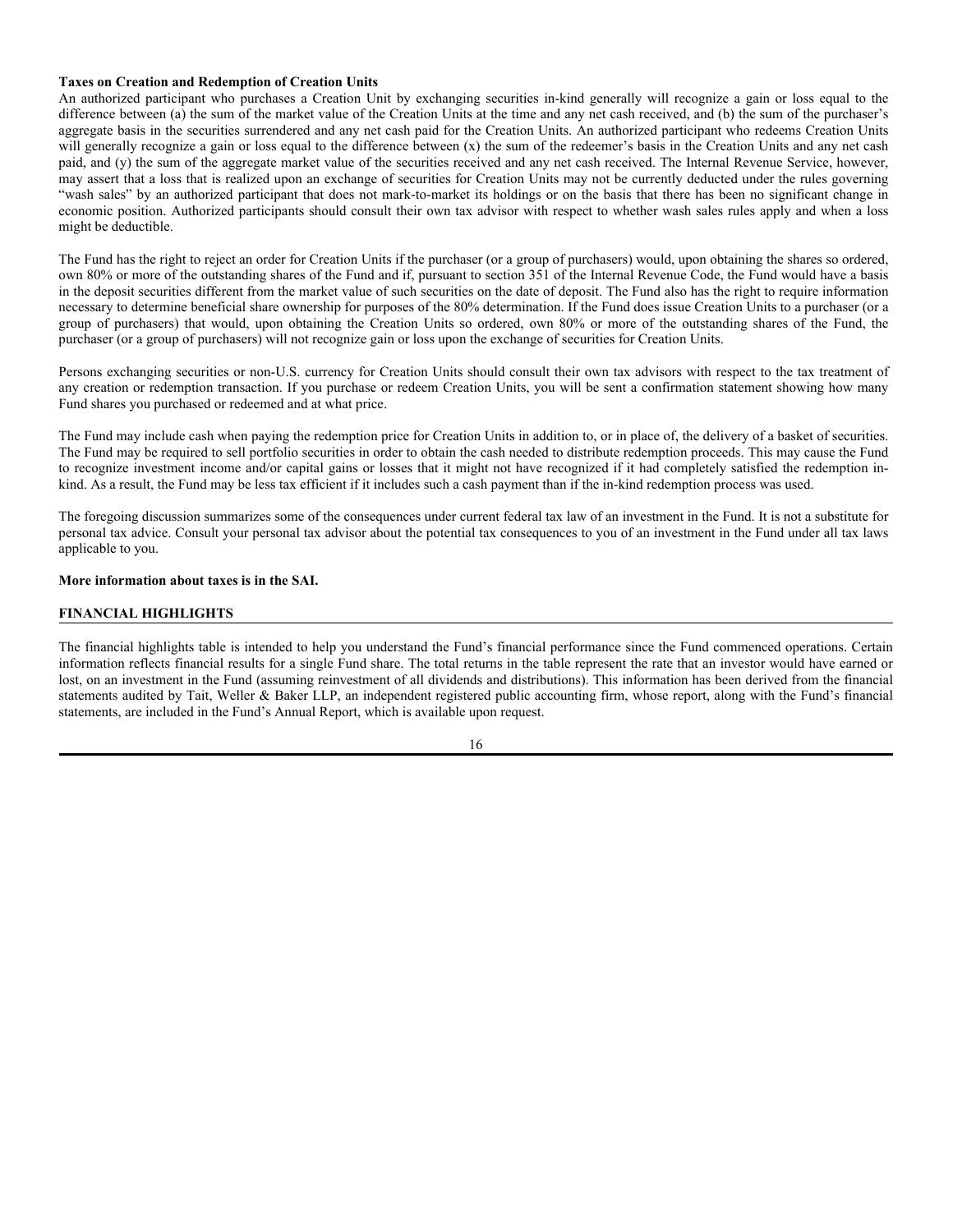**Taxes on Creation and Redemption of Creation Units**

An authorized participant who purchases a Creation Unit by exchanging securities in-kind generally will recognize a gain or loss equal to the difference between (a) the sum of the market value of the Creation Units at the time and any net cash received, and (b) the sum of the purchaser's aggregate basis in the securities surrendered and any net cash paid for the Creation Units. An authorized participant who redeems Creation Units will generally recognize a gain or loss equal to the difference between (x) the sum of the redeemer's basis in the Creation Units and any net cash paid, and (y) the sum of the aggregate market value of the securities received and any net cash received. The Internal Revenue Service, however, may assert that a loss that is realized upon an exchange of securities for Creation Units may not be currently deducted under the rules governing "wash sales" by an authorized participant that does not mark-to-market its holdings or on the basis that there has been no significant change in economic position. Authorized participants should consult their own tax advisor with respect to whether wash sales rules apply and when a loss might be deductible.

The Fund has the right to reject an order for Creation Units if the purchaser (or a group of purchasers) would, upon obtaining the shares so ordered, own 80% or more of the outstanding shares of the Fund and if, pursuant to section 351 of the Internal Revenue Code, the Fund would have a basis in the deposit securities different from the market value of such securities on the date of deposit. The Fund also has the right to require information necessary to determine beneficial share ownership for purposes of the 80% determination. If the Fund does issue Creation Units to a purchaser (or a group of purchasers) that would, upon obtaining the Creation Units so ordered, own 80% or more of the outstanding shares of the Fund, the purchaser (or a group of purchasers) will not recognize gain or loss upon the exchange of securities for Creation Units.

Persons exchanging securities or non-U.S. currency for Creation Units should consult their own tax advisors with respect to the tax treatment of any creation or redemption transaction. If you purchase or redeem Creation Units, you will be sent a confirmation statement showing how many Fund shares you purchased or redeemed and at what price.

The Fund may include cash when paying the redemption price for Creation Units in addition to, or in place of, the delivery of a basket of securities. The Fund may be required to sell portfolio securities in order to obtain the cash needed to distribute redemption proceeds. This may cause the Fund to recognize investment income and/or capital gains or losses that it might not have recognized if it had completely satisfied the redemption in-kind. As a result, the Fund may be less tax efficient if it includes such a cash payment than if the in-kind redemption process was used.

The foregoing discussion summarizes some of the consequences under current federal tax law of an investment in the Fund. It is not a substitute for personal tax advice. Consult your personal tax advisor about the potential tax consequences to you of an investment in the Fund under all tax laws applicable to you.

**More information about taxes is in the SAI.**

## FINANCIAL HIGHLIGHTS

The financial highlights table is intended to help you understand the Fund's financial performance since the Fund commenced operations. Certain information reflects financial results for a single Fund share. The total returns in the table represent the rate that an investor would have earned or lost, on an investment in the Fund (assuming reinvestment of all dividends and distributions). This information has been derived from the financial statements audited by Tait, Weller & Baker LLP, an independent registered public accounting firm, whose report, along with the Fund's financial statements, are included in the Fund's Annual Report, which is available upon request.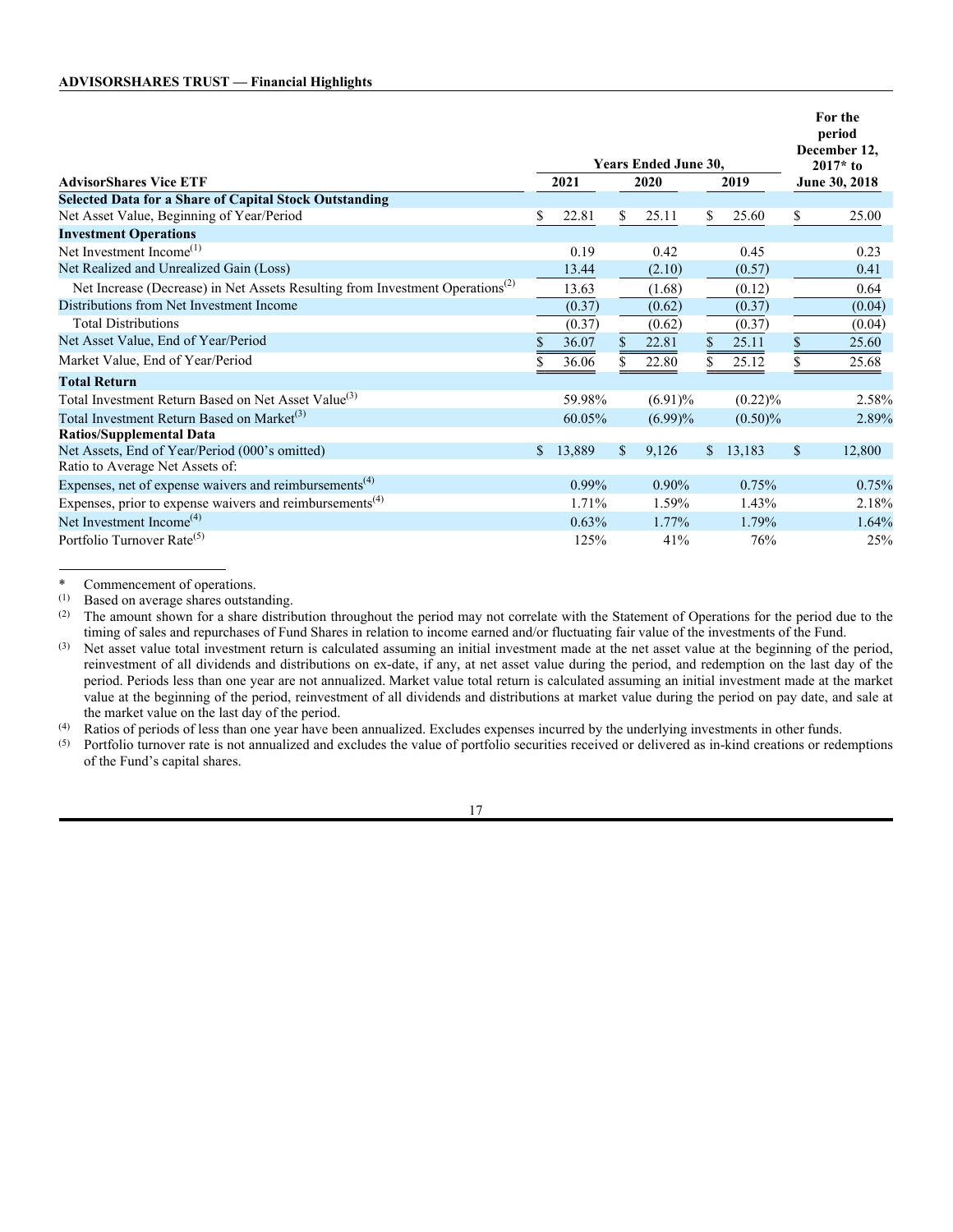**ADVISORSHARES TRUST — Financial Highlights**

| AdvisorShares Vice ETF | Years Ended June 30, 2021 | Years Ended June 30, 2020 | Years Ended June 30, 2019 | For the period December 12, 2017* to June 30, 2018 |
|---|---|---|---|---|
| **Selected Data for a Share of Capital Stock Outstanding** | | | | |
| Net Asset Value, Beginning of Year/Period | $ 22.81 | $ 25.11 | $ 25.60 | $ 25.00 |
| **Investment Operations** | | | | |
| Net Investment Income[1] | 0.19 | 0.42 | 0.45 | 0.23 |
| Net Realized and Unrealized Gain (Loss) | 13.44 | (2.10) | (0.57) | 0.41 |
| Net Increase (Decrease) in Net Assets Resulting from Investment Operations[2] | 13.63 | (1.68) | (0.12) | 0.64 |
| Distributions from Net Investment Income | (0.37) | (0.62) | (0.37) | (0.04) |
| Total Distributions | (0.37) | (0.62) | (0.37) | (0.04) |
| Net Asset Value, End of Year/Period | $ 36.07 | $ 22.81 | $ 25.11 | $ 25.60 |
| Market Value, End of Year/Period | $ 36.06 | $ 22.80 | $ 25.12 | $ 25.68 |
| **Total Return** | | | | |
| Total Investment Return Based on Net Asset Value[3] | 59.98% | (6.91)% | (0.22)% | 2.58% |
| Total Investment Return Based on Market[3] | 60.05% | (6.99)% | (0.50)% | 2.89% |
| **Ratios/Supplemental Data** | | | | |
| Net Assets, End of Year/Period (000's omitted) | $ 13,889 | $ 9,126 | $ 13,183 | $ 12,800 |
| Ratio to Average Net Assets of: | | | | |
| Expenses, net of expense waivers and reimbursements[4] | 0.99% | 0.90% | 0.75% | 0.75% |
| Expenses, prior to expense waivers and reimbursements[4] | 1.71% | 1.59% | 1.43% | 2.18% |
| Net Investment Income[4] | 0.63% | 1.77% | 1.79% | 1.64% |
| Portfolio Turnover Rate[5] | 125% | 41% | 76% | 25% |

\* Commencement of operations.

(1) Based on average shares outstanding.

(2) The amount shown for a share distribution throughout the period may not correlate with the Statement of Operations for the period due to the timing of sales and repurchases of Fund Shares in relation to income earned and/or fluctuating fair value of the investments of the Fund.

(3) Net asset value total investment return is calculated assuming an initial investment made at the net asset value at the beginning of the period, reinvestment of all dividends and distributions on ex-date, if any, at net asset value during the period, and redemption on the last day of the period. Periods less than one year are not annualized. Market value total return is calculated assuming an initial investment made at the market value at the beginning of the period, reinvestment of all dividends and distributions at market value during the period on pay date, and sale at the market value on the last day of the period.

(4) Ratios of periods of less than one year have been annualized. Excludes expenses incurred by the underlying investments in other funds.

(5) Portfolio turnover rate is not annualized and excludes the value of portfolio securities received or delivered as in-kind creations or redemptions of the Fund's capital shares.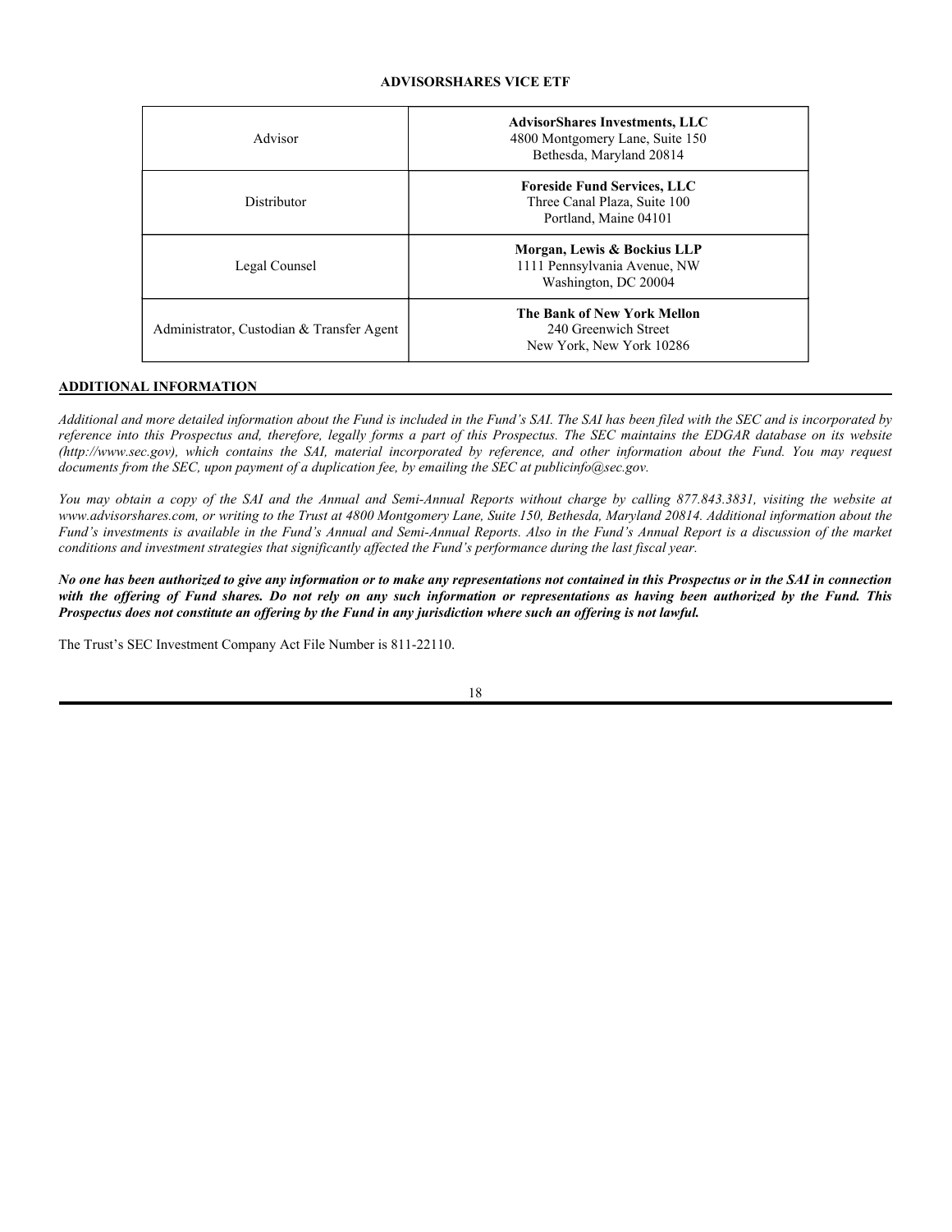**ADVISORSHARES VICE ETF**

| | |
|---|---|
| Advisor | **AdvisorShares Investments, LLC**<br>4800 Montgomery Lane, Suite 150<br>Bethesda, Maryland 20814 |
| Distributor | **Foreside Fund Services, LLC**<br>Three Canal Plaza, Suite 100<br>Portland, Maine 04101 |
| Legal Counsel | **Morgan, Lewis & Bockius LLP**<br>1111 Pennsylvania Avenue, NW<br>Washington, DC 20004 |
| Administrator, Custodian & Transfer Agent | **The Bank of New York Mellon**<br>240 Greenwich Street<br>New York, New York 10286 |

## ADDITIONAL INFORMATION

*Additional and more detailed information about the Fund is included in the Fund's SAI. The SAI has been filed with the SEC and is incorporated by reference into this Prospectus and, therefore, legally forms a part of this Prospectus. The SEC maintains the EDGAR database on its website (http://www.sec.gov), which contains the SAI, material incorporated by reference, and other information about the Fund. You may request documents from the SEC, upon payment of a duplication fee, by emailing the SEC at publicinfo@sec.gov.*

*You may obtain a copy of the SAI and the Annual and Semi-Annual Reports without charge by calling 877.843.3831, visiting the website at www.advisorshares.com, or writing to the Trust at 4800 Montgomery Lane, Suite 150, Bethesda, Maryland 20814. Additional information about the Fund's investments is available in the Fund's Annual and Semi-Annual Reports. Also in the Fund's Annual Report is a discussion of the market conditions and investment strategies that significantly affected the Fund's performance during the last fiscal year.*

***No one has been authorized to give any information or to make any representations not contained in this Prospectus or in the SAI in connection with the offering of Fund shares. Do not rely on any such information or representations as having been authorized by the Fund. This Prospectus does not constitute an offering by the Fund in any jurisdiction where such an offering is not lawful.***

The Trust's SEC Investment Company Act File Number is 811-22110.